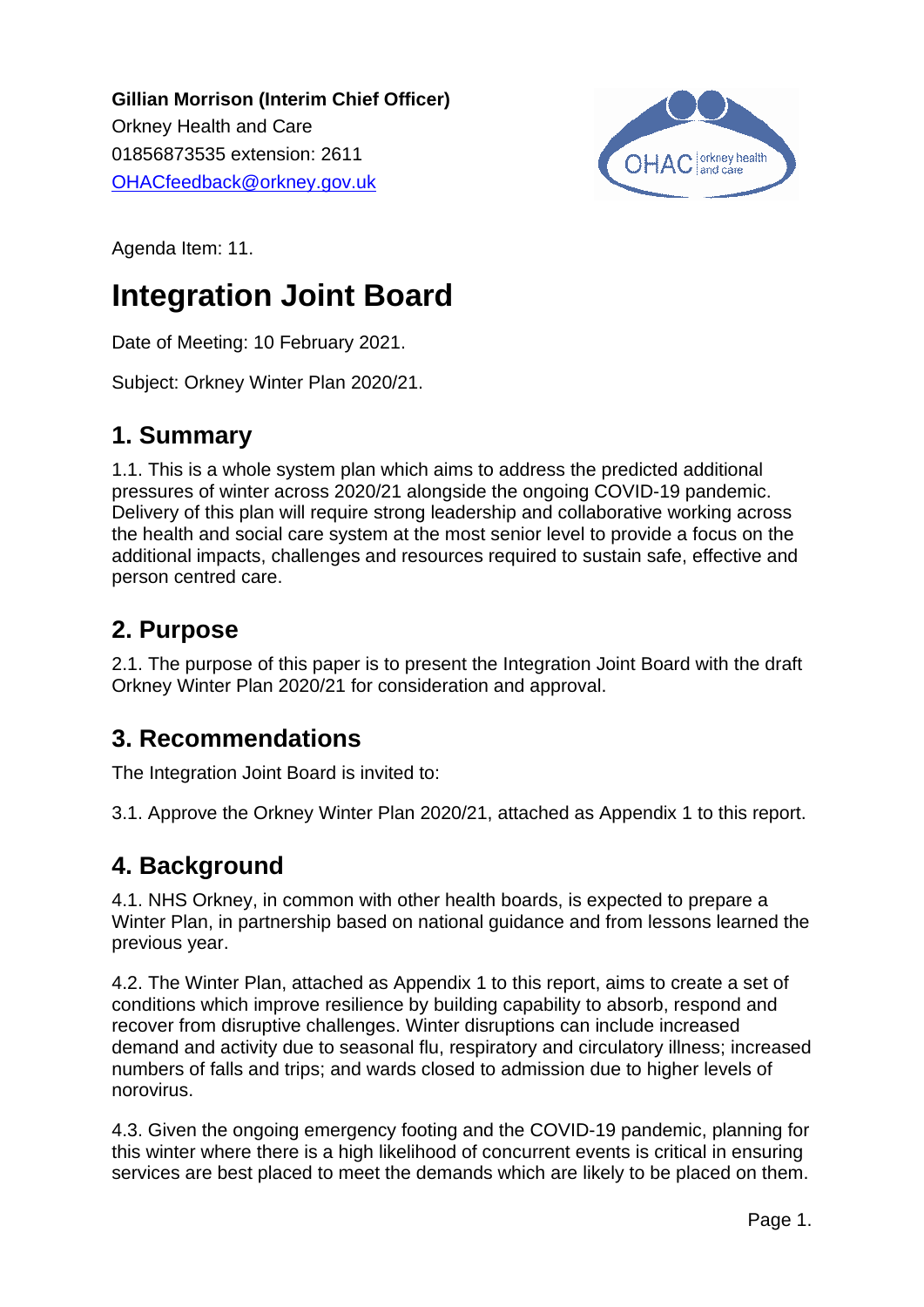**Gillian Morrison (Interim Chief Officer)**
Orkney Health and Care
01856873535 extension: 2611
[OHACfeedback@orkney.gov.uk](mailto:OHACfeedback@orkney.gov.uk)

Agenda Item: 11.

# Integration Joint Board

Date of Meeting: 10 February 2021.

Subject: Orkney Winter Plan 2020/21.

## 1. Summary

1.1. This is a whole system plan which aims to address the predicted additional pressures of winter across 2020/21 alongside the ongoing COVID-19 pandemic. Delivery of this plan will require strong leadership and collaborative working across the health and social care system at the most senior level to provide a focus on the additional impacts, challenges and resources required to sustain safe, effective and person centred care.

## 2. Purpose

2.1. The purpose of this paper is to present the Integration Joint Board with the draft Orkney Winter Plan 2020/21 for consideration and approval.

## 3. Recommendations

The Integration Joint Board is invited to:

3.1. Approve the Orkney Winter Plan 2020/21, attached as Appendix 1 to this report.

## 4. Background

4.1. NHS Orkney, in common with other health boards, is expected to prepare a Winter Plan, in partnership based on national guidance and from lessons learned the previous year.

4.2. The Winter Plan, attached as Appendix 1 to this report, aims to create a set of conditions which improve resilience by building capability to absorb, respond and recover from disruptive challenges. Winter disruptions can include increased demand and activity due to seasonal flu, respiratory and circulatory illness; increased numbers of falls and trips; and wards closed to admission due to higher levels of norovirus.

4.3. Given the ongoing emergency footing and the COVID-19 pandemic, planning for this winter where there is a high likelihood of concurrent events is critical in ensuring services are best placed to meet the demands which are likely to be placed on them.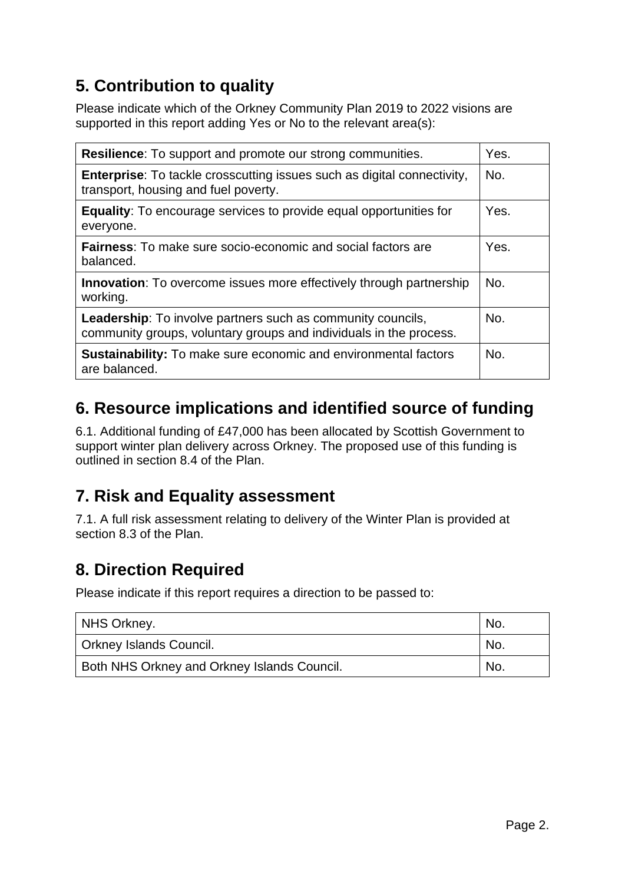## 5. Contribution to quality

Please indicate which of the Orkney Community Plan 2019 to 2022 visions are supported in this report adding Yes or No to the relevant area(s):

| | |
|---|---|
| **Resilience**: To support and promote our strong communities. | Yes. |
| **Enterprise**: To tackle crosscutting issues such as digital connectivity, transport, housing and fuel poverty. | No. |
| **Equality**: To encourage services to provide equal opportunities for everyone. | Yes. |
| **Fairness**: To make sure socio-economic and social factors are balanced. | Yes. |
| **Innovation**: To overcome issues more effectively through partnership working. | No. |
| **Leadership**: To involve partners such as community councils, community groups, voluntary groups and individuals in the process. | No. |
| **Sustainability:** To make sure economic and environmental factors are balanced. | No. |

## 6. Resource implications and identified source of funding

6.1. Additional funding of £47,000 has been allocated by Scottish Government to support winter plan delivery across Orkney. The proposed use of this funding is outlined in section 8.4 of the Plan.

## 7. Risk and Equality assessment

7.1. A full risk assessment relating to delivery of the Winter Plan is provided at section 8.3 of the Plan.

## 8. Direction Required

Please indicate if this report requires a direction to be passed to:

| | |
|---|---|
| NHS Orkney. | No. |
| Orkney Islands Council. | No. |
| Both NHS Orkney and Orkney Islands Council. | No. |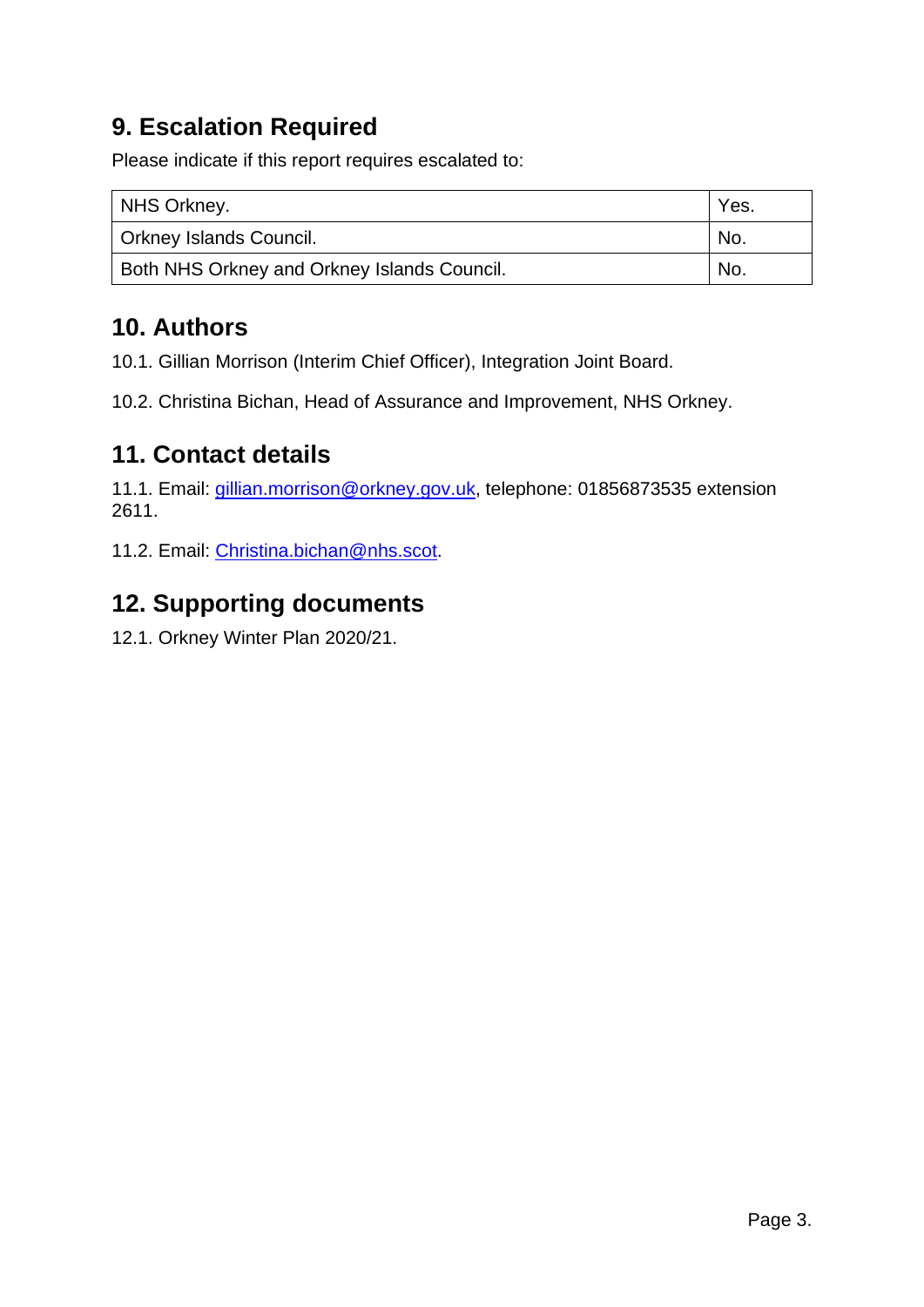## 9. Escalation Required

Please indicate if this report requires escalated to:

| | |
|---|---|
| NHS Orkney. | Yes. |
| Orkney Islands Council. | No. |
| Both NHS Orkney and Orkney Islands Council. | No. |

## 10. Authors

10.1. Gillian Morrison (Interim Chief Officer), Integration Joint Board.

10.2. Christina Bichan, Head of Assurance and Improvement, NHS Orkney.

## 11. Contact details

11.1. Email: gillian.morrison@orkney.gov.uk, telephone: 01856873535 extension 2611.

11.2. Email: Christina.bichan@nhs.scot.

## 12. Supporting documents

12.1. Orkney Winter Plan 2020/21.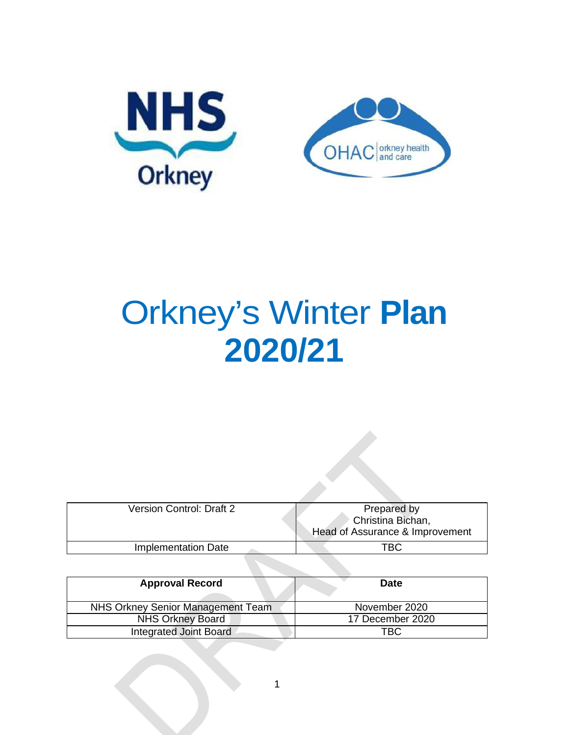# Orkney's Winter **Plan 2020/21**

| Version Control: Draft 2 | Prepared by<br>Christina Bichan,<br>Head of Assurance & Improvement |
| --- | --- |
| Implementation Date | TBC |

| **Approval Record** | **Date** |
| --- | --- |
| NHS Orkney Senior Management Team | November 2020 |
| NHS Orkney Board | 17 December 2020 |
| Integrated Joint Board | TBC |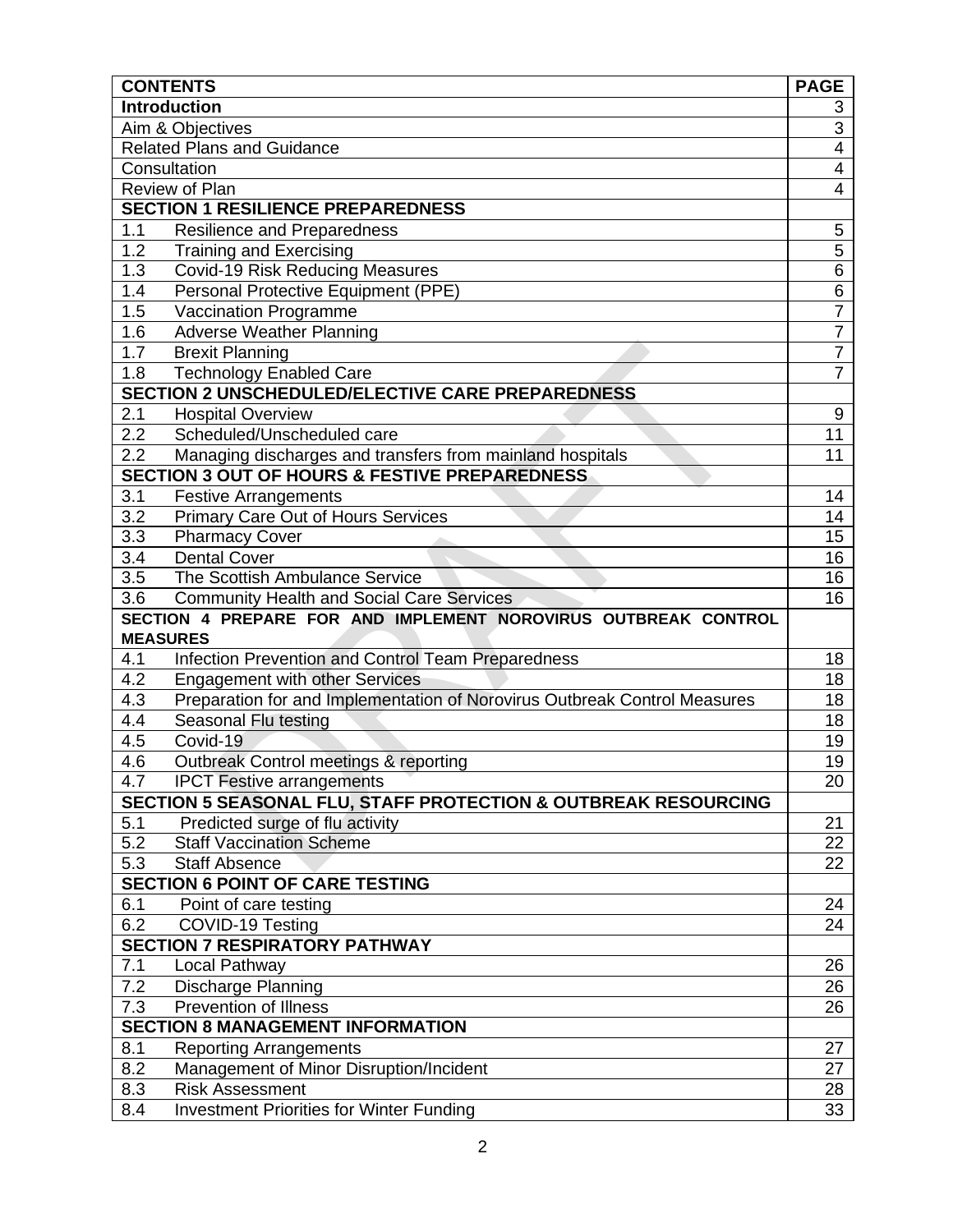| CONTENTS | PAGE |
|---|---|
| **Introduction** | 3 |
| Aim & Objectives | 3 |
| Related Plans and Guidance | 4 |
| Consultation | 4 |
| Review of Plan | 4 |
| **SECTION 1 RESILIENCE PREPAREDNESS** | |
| 1.1 Resilience and Preparedness | 5 |
| 1.2 Training and Exercising | 5 |
| 1.3 Covid-19 Risk Reducing Measures | 6 |
| 1.4 Personal Protective Equipment (PPE) | 6 |
| 1.5 Vaccination Programme | 7 |
| 1.6 Adverse Weather Planning | 7 |
| 1.7 Brexit Planning | 7 |
| 1.8 Technology Enabled Care | 7 |
| **SECTION 2 UNSCHEDULED/ELECTIVE CARE PREPAREDNESS** | |
| 2.1 Hospital Overview | 9 |
| 2.2 Scheduled/Unscheduled care | 11 |
| 2.2 Managing discharges and transfers from mainland hospitals | 11 |
| **SECTION 3 OUT OF HOURS & FESTIVE PREPAREDNESS** | |
| 3.1 Festive Arrangements | 14 |
| 3.2 Primary Care Out of Hours Services | 14 |
| 3.3 Pharmacy Cover | 15 |
| 3.4 Dental Cover | 16 |
| 3.5 The Scottish Ambulance Service | 16 |
| 3.6 Community Health and Social Care Services | 16 |
| **SECTION 4 PREPARE FOR AND IMPLEMENT NOROVIRUS OUTBREAK CONTROL MEASURES** | |
| 4.1 Infection Prevention and Control Team Preparedness | 18 |
| 4.2 Engagement with other Services | 18 |
| 4.3 Preparation for and Implementation of Norovirus Outbreak Control Measures | 18 |
| 4.4 Seasonal Flu testing | 18 |
| 4.5 Covid-19 | 19 |
| 4.6 Outbreak Control meetings & reporting | 19 |
| 4.7 IPCT Festive arrangements | 20 |
| **SECTION 5 SEASONAL FLU, STAFF PROTECTION & OUTBREAK RESOURCING** | |
| 5.1 Predicted surge of flu activity | 21 |
| 5.2 Staff Vaccination Scheme | 22 |
| 5.3 Staff Absence | 22 |
| **SECTION 6 POINT OF CARE TESTING** | |
| 6.1 Point of care testing | 24 |
| 6.2 COVID-19 Testing | 24 |
| **SECTION 7 RESPIRATORY PATHWAY** | |
| 7.1 Local Pathway | 26 |
| 7.2 Discharge Planning | 26 |
| 7.3 Prevention of Illness | 26 |
| **SECTION 8 MANAGEMENT INFORMATION** | |
| 8.1 Reporting Arrangements | 27 |
| 8.2 Management of Minor Disruption/Incident | 27 |
| 8.3 Risk Assessment | 28 |
| 8.4 Investment Priorities for Winter Funding | 33 |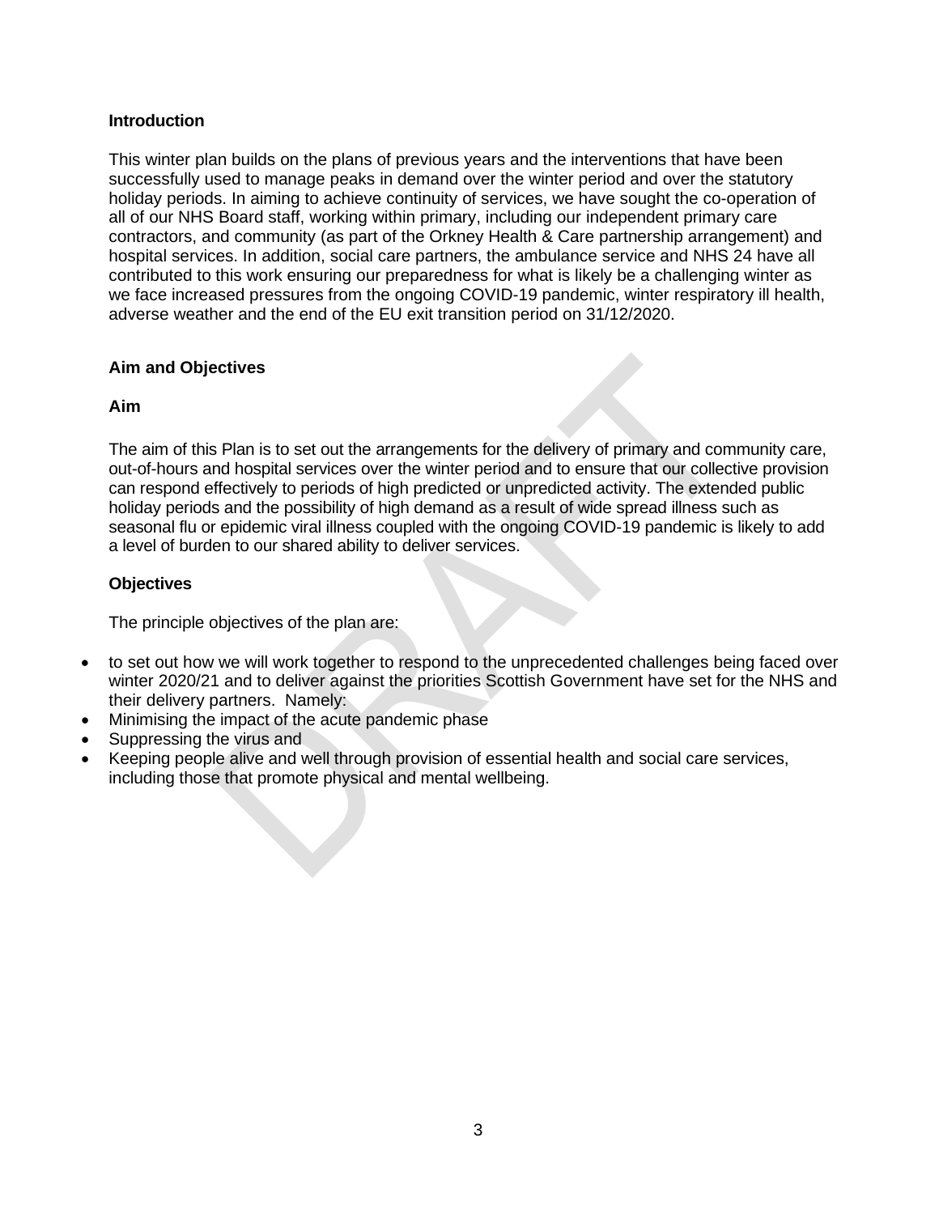## Introduction

This winter plan builds on the plans of previous years and the interventions that have been successfully used to manage peaks in demand over the winter period and over the statutory holiday periods. In aiming to achieve continuity of services, we have sought the co-operation of all of our NHS Board staff, working within primary, including our independent primary care contractors, and community (as part of the Orkney Health & Care partnership arrangement) and hospital services. In addition, social care partners, the ambulance service and NHS 24 have all contributed to this work ensuring our preparedness for what is likely be a challenging winter as we face increased pressures from the ongoing COVID-19 pandemic, winter respiratory ill health, adverse weather and the end of the EU exit transition period on 31/12/2020.

## Aim and Objectives

### Aim

The aim of this Plan is to set out the arrangements for the delivery of primary and community care, out-of-hours and hospital services over the winter period and to ensure that our collective provision can respond effectively to periods of high predicted or unpredicted activity. The extended public holiday periods and the possibility of high demand as a result of wide spread illness such as seasonal flu or epidemic viral illness coupled with the ongoing COVID-19 pandemic is likely to add a level of burden to our shared ability to deliver services.

### Objectives

The principle objectives of the plan are:

- to set out how we will work together to respond to the unprecedented challenges being faced over winter 2020/21 and to deliver against the priorities Scottish Government have set for the NHS and their delivery partners. Namely:
- Minimising the impact of the acute pandemic phase
- Suppressing the virus and
- Keeping people alive and well through provision of essential health and social care services, including those that promote physical and mental wellbeing.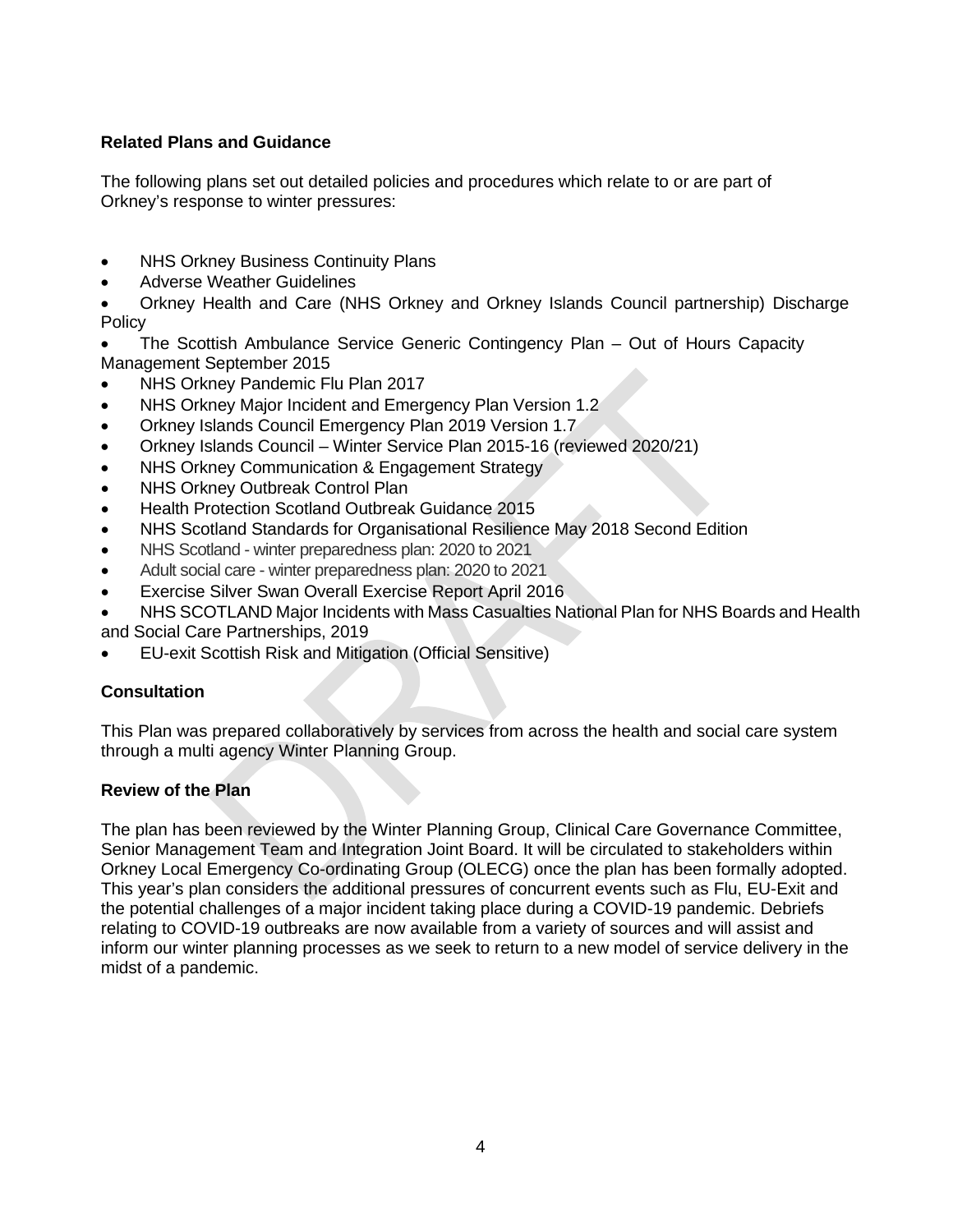**Related Plans and Guidance**

The following plans set out detailed policies and procedures which relate to or are part of Orkney's response to winter pressures:

- NHS Orkney Business Continuity Plans
- Adverse Weather Guidelines
- Orkney Health and Care (NHS Orkney and Orkney Islands Council partnership) Discharge Policy
- The Scottish Ambulance Service Generic Contingency Plan – Out of Hours Capacity Management September 2015
- NHS Orkney Pandemic Flu Plan 2017
- NHS Orkney Major Incident and Emergency Plan Version 1.2
- Orkney Islands Council Emergency Plan 2019 Version 1.7
- Orkney Islands Council – Winter Service Plan 2015-16 (reviewed 2020/21)
- NHS Orkney Communication & Engagement Strategy
- NHS Orkney Outbreak Control Plan
- Health Protection Scotland Outbreak Guidance 2015
- NHS Scotland Standards for Organisational Resilience May 2018 Second Edition
- NHS Scotland - winter preparedness plan: 2020 to 2021
- Adult social care - winter preparedness plan: 2020 to 2021
- Exercise Silver Swan Overall Exercise Report April 2016
- NHS SCOTLAND Major Incidents with Mass Casualties National Plan for NHS Boards and Health and Social Care Partnerships, 2019
- EU-exit Scottish Risk and Mitigation (Official Sensitive)

**Consultation**

This Plan was prepared collaboratively by services from across the health and social care system through a multi agency Winter Planning Group.

**Review of the Plan**

The plan has been reviewed by the Winter Planning Group, Clinical Care Governance Committee, Senior Management Team and Integration Joint Board. It will be circulated to stakeholders within Orkney Local Emergency Co-ordinating Group (OLECG) once the plan has been formally adopted. This year's plan considers the additional pressures of concurrent events such as Flu, EU-Exit and the potential challenges of a major incident taking place during a COVID-19 pandemic. Debriefs relating to COVID-19 outbreaks are now available from a variety of sources and will assist and inform our winter planning processes as we seek to return to a new model of service delivery in the midst of a pandemic.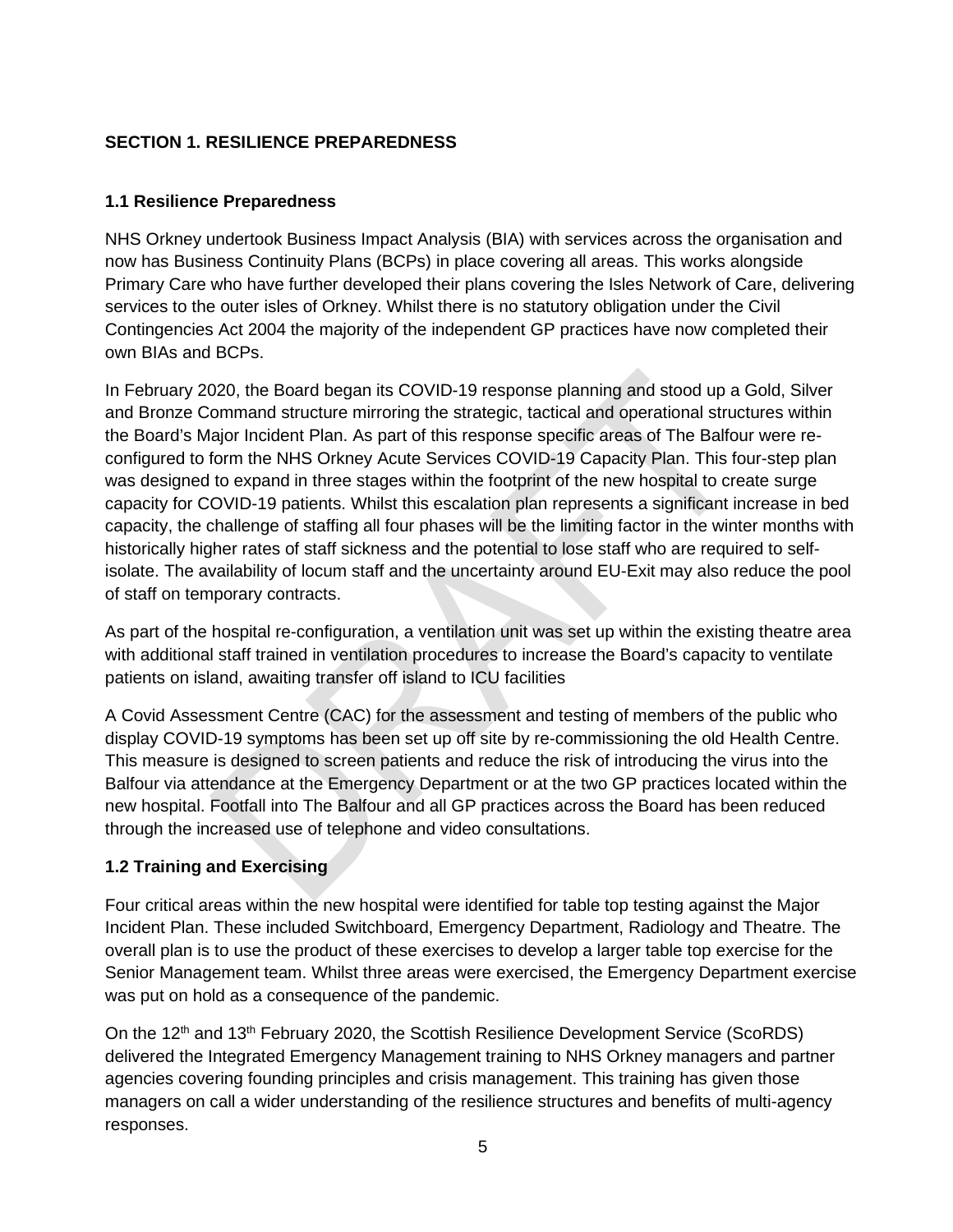## SECTION 1. RESILIENCE PREPAREDNESS

### 1.1 Resilience Preparedness

NHS Orkney undertook Business Impact Analysis (BIA) with services across the organisation and now has Business Continuity Plans (BCPs) in place covering all areas. This works alongside Primary Care who have further developed their plans covering the Isles Network of Care, delivering services to the outer isles of Orkney. Whilst there is no statutory obligation under the Civil Contingencies Act 2004 the majority of the independent GP practices have now completed their own BIAs and BCPs.

In February 2020, the Board began its COVID-19 response planning and stood up a Gold, Silver and Bronze Command structure mirroring the strategic, tactical and operational structures within the Board's Major Incident Plan. As part of this response specific areas of The Balfour were re-configured to form the NHS Orkney Acute Services COVID-19 Capacity Plan. This four-step plan was designed to expand in three stages within the footprint of the new hospital to create surge capacity for COVID-19 patients. Whilst this escalation plan represents a significant increase in bed capacity, the challenge of staffing all four phases will be the limiting factor in the winter months with historically higher rates of staff sickness and the potential to lose staff who are required to self-isolate. The availability of locum staff and the uncertainty around EU-Exit may also reduce the pool of staff on temporary contracts.

As part of the hospital re-configuration, a ventilation unit was set up within the existing theatre area with additional staff trained in ventilation procedures to increase the Board's capacity to ventilate patients on island, awaiting transfer off island to ICU facilities

A Covid Assessment Centre (CAC) for the assessment and testing of members of the public who display COVID-19 symptoms has been set up off site by re-commissioning the old Health Centre. This measure is designed to screen patients and reduce the risk of introducing the virus into the Balfour via attendance at the Emergency Department or at the two GP practices located within the new hospital. Footfall into The Balfour and all GP practices across the Board has been reduced through the increased use of telephone and video consultations.

### 1.2 Training and Exercising

Four critical areas within the new hospital were identified for table top testing against the Major Incident Plan. These included Switchboard, Emergency Department, Radiology and Theatre. The overall plan is to use the product of these exercises to develop a larger table top exercise for the Senior Management team. Whilst three areas were exercised, the Emergency Department exercise was put on hold as a consequence of the pandemic.

On the 12th and 13th February 2020, the Scottish Resilience Development Service (ScoRDS) delivered the Integrated Emergency Management training to NHS Orkney managers and partner agencies covering founding principles and crisis management. This training has given those managers on call a wider understanding of the resilience structures and benefits of multi-agency responses.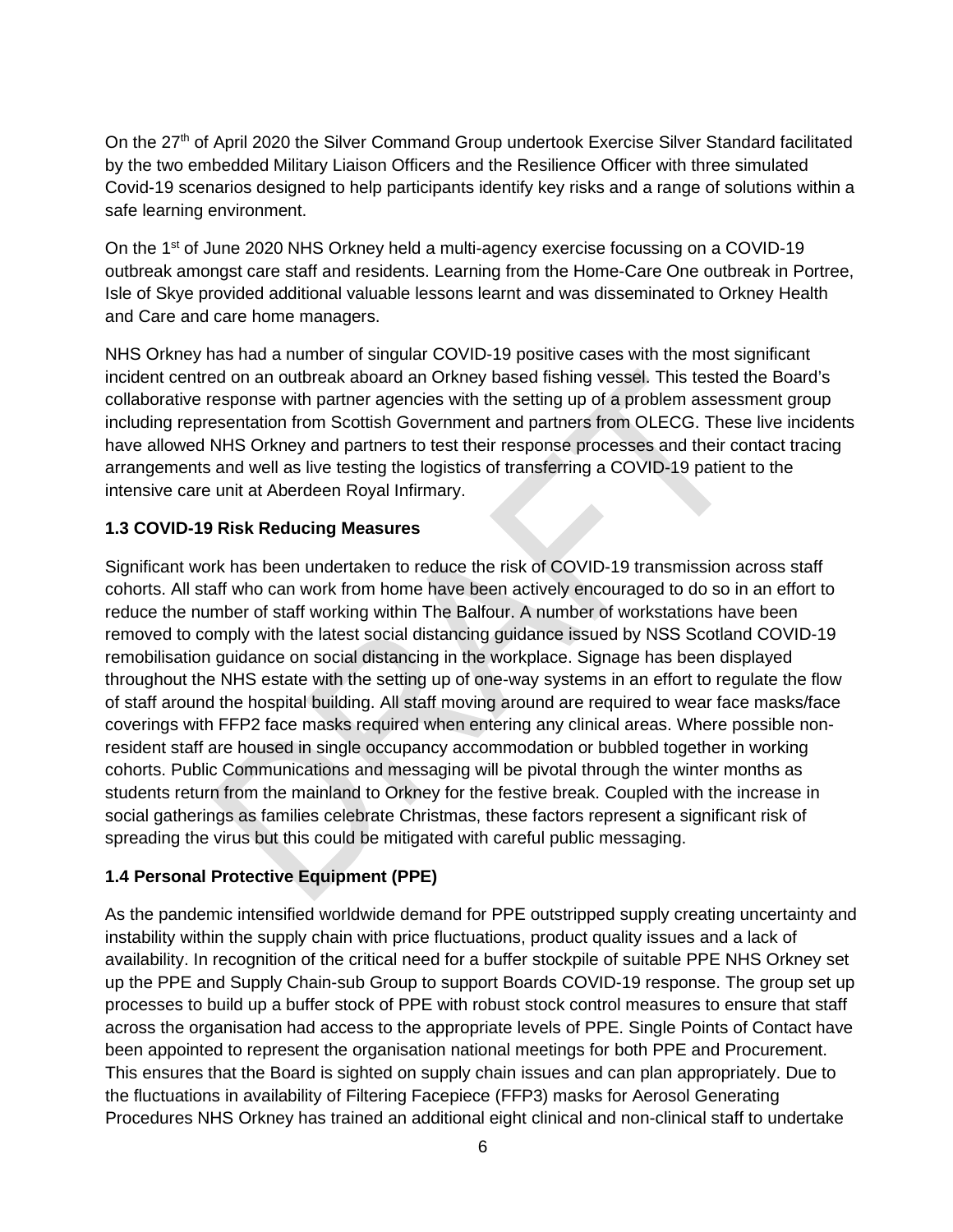On the 27th of April 2020 the Silver Command Group undertook Exercise Silver Standard facilitated by the two embedded Military Liaison Officers and the Resilience Officer with three simulated Covid-19 scenarios designed to help participants identify key risks and a range of solutions within a safe learning environment.

On the 1st of June 2020 NHS Orkney held a multi-agency exercise focussing on a COVID-19 outbreak amongst care staff and residents. Learning from the Home-Care One outbreak in Portree, Isle of Skye provided additional valuable lessons learnt and was disseminated to Orkney Health and Care and care home managers.

NHS Orkney has had a number of singular COVID-19 positive cases with the most significant incident centred on an outbreak aboard an Orkney based fishing vessel. This tested the Board's collaborative response with partner agencies with the setting up of a problem assessment group including representation from Scottish Government and partners from OLECG. These live incidents have allowed NHS Orkney and partners to test their response processes and their contact tracing arrangements and well as live testing the logistics of transferring a COVID-19 patient to the intensive care unit at Aberdeen Royal Infirmary.

### 1.3 COVID-19 Risk Reducing Measures

Significant work has been undertaken to reduce the risk of COVID-19 transmission across staff cohorts. All staff who can work from home have been actively encouraged to do so in an effort to reduce the number of staff working within The Balfour. A number of workstations have been removed to comply with the latest social distancing guidance issued by NSS Scotland COVID-19 remobilisation guidance on social distancing in the workplace. Signage has been displayed throughout the NHS estate with the setting up of one-way systems in an effort to regulate the flow of staff around the hospital building. All staff moving around are required to wear face masks/face coverings with FFP2 face masks required when entering any clinical areas. Where possible non-resident staff are housed in single occupancy accommodation or bubbled together in working cohorts. Public Communications and messaging will be pivotal through the winter months as students return from the mainland to Orkney for the festive break. Coupled with the increase in social gatherings as families celebrate Christmas, these factors represent a significant risk of spreading the virus but this could be mitigated with careful public messaging.

### 1.4 Personal Protective Equipment (PPE)

As the pandemic intensified worldwide demand for PPE outstripped supply creating uncertainty and instability within the supply chain with price fluctuations, product quality issues and a lack of availability. In recognition of the critical need for a buffer stockpile of suitable PPE NHS Orkney set up the PPE and Supply Chain-sub Group to support Boards COVID-19 response. The group set up processes to build up a buffer stock of PPE with robust stock control measures to ensure that staff across the organisation had access to the appropriate levels of PPE. Single Points of Contact have been appointed to represent the organisation national meetings for both PPE and Procurement. This ensures that the Board is sighted on supply chain issues and can plan appropriately. Due to the fluctuations in availability of Filtering Facepiece (FFP3) masks for Aerosol Generating Procedures NHS Orkney has trained an additional eight clinical and non-clinical staff to undertake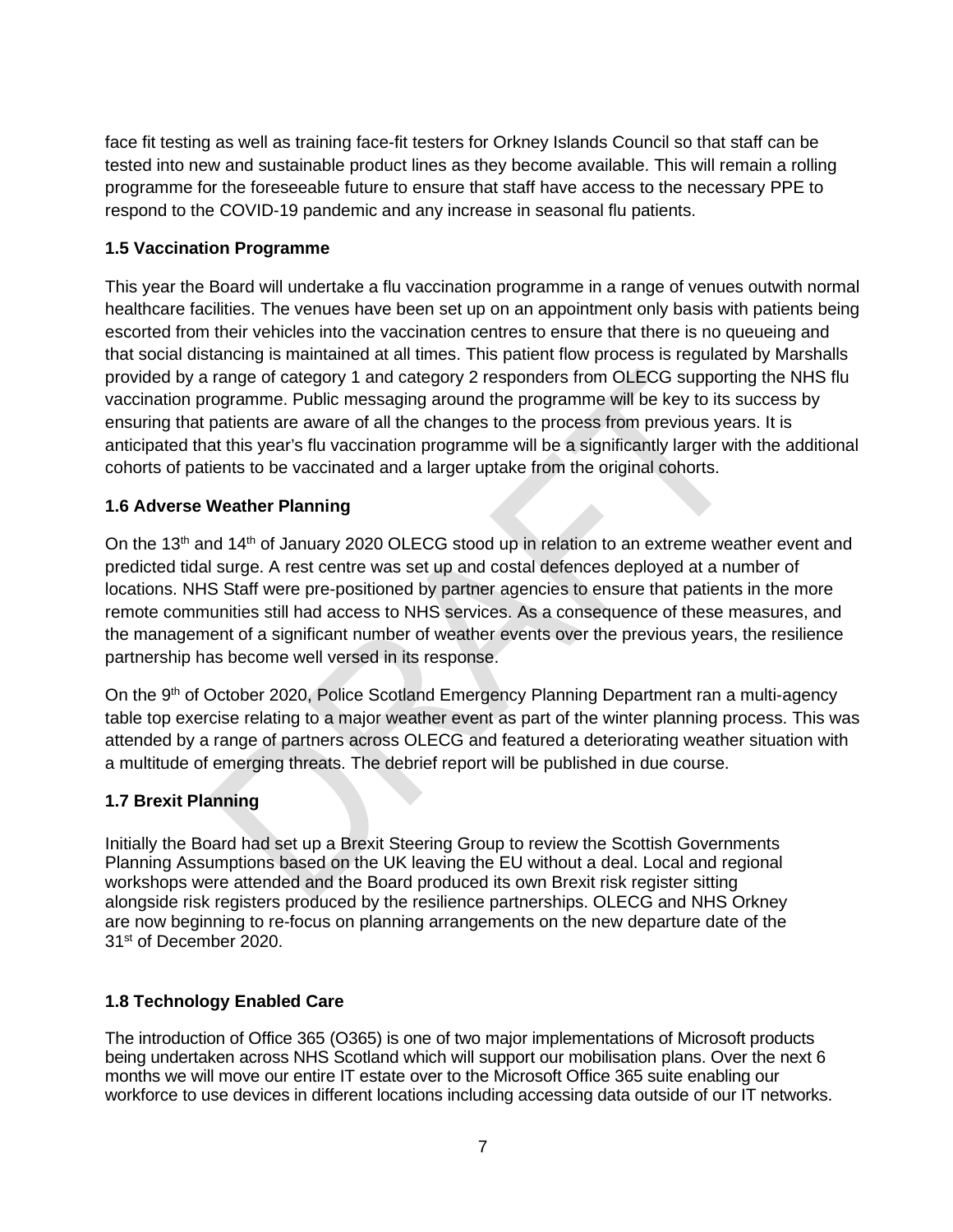face fit testing as well as training face-fit testers for Orkney Islands Council so that staff can be tested into new and sustainable product lines as they become available. This will remain a rolling programme for the foreseeable future to ensure that staff have access to the necessary PPE to respond to the COVID-19 pandemic and any increase in seasonal flu patients.

**1.5 Vaccination Programme**

This year the Board will undertake a flu vaccination programme in a range of venues outwith normal healthcare facilities. The venues have been set up on an appointment only basis with patients being escorted from their vehicles into the vaccination centres to ensure that there is no queueing and that social distancing is maintained at all times. This patient flow process is regulated by Marshalls provided by a range of category 1 and category 2 responders from OLECG supporting the NHS flu vaccination programme. Public messaging around the programme will be key to its success by ensuring that patients are aware of all the changes to the process from previous years. It is anticipated that this year's flu vaccination programme will be a significantly larger with the additional cohorts of patients to be vaccinated and a larger uptake from the original cohorts.

**1.6 Adverse Weather Planning**

On the 13th and 14th of January 2020 OLECG stood up in relation to an extreme weather event and predicted tidal surge. A rest centre was set up and costal defences deployed at a number of locations. NHS Staff were pre-positioned by partner agencies to ensure that patients in the more remote communities still had access to NHS services. As a consequence of these measures, and the management of a significant number of weather events over the previous years, the resilience partnership has become well versed in its response.

On the 9th of October 2020, Police Scotland Emergency Planning Department ran a multi-agency table top exercise relating to a major weather event as part of the winter planning process. This was attended by a range of partners across OLECG and featured a deteriorating weather situation with a multitude of emerging threats. The debrief report will be published in due course.

**1.7 Brexit Planning**

Initially the Board had set up a Brexit Steering Group to review the Scottish Governments Planning Assumptions based on the UK leaving the EU without a deal. Local and regional workshops were attended and the Board produced its own Brexit risk register sitting alongside risk registers produced by the resilience partnerships. OLECG and NHS Orkney are now beginning to re-focus on planning arrangements on the new departure date of the 31st of December 2020.

**1.8 Technology Enabled Care**

The introduction of Office 365 (O365) is one of two major implementations of Microsoft products being undertaken across NHS Scotland which will support our mobilisation plans. Over the next 6 months we will move our entire IT estate over to the Microsoft Office 365 suite enabling our workforce to use devices in different locations including accessing data outside of our IT networks.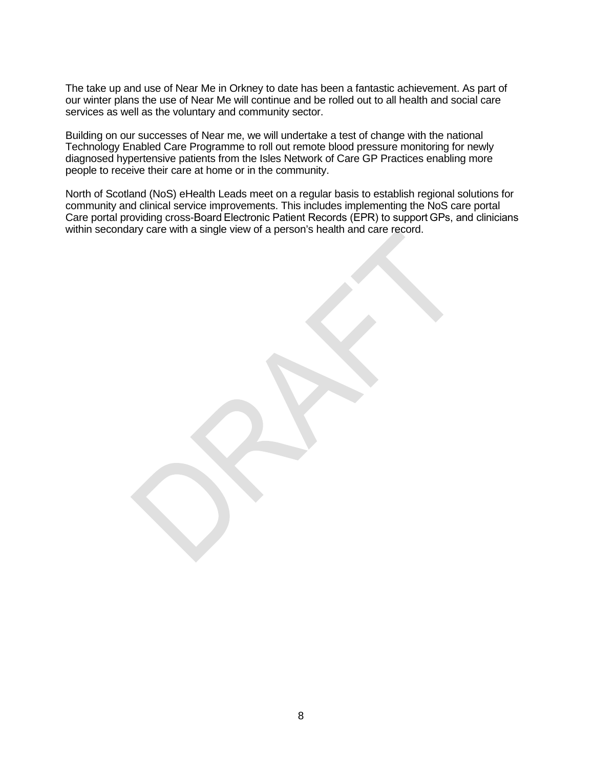The take up and use of Near Me in Orkney to date has been a fantastic achievement. As part of our winter plans the use of Near Me will continue and be rolled out to all health and social care services as well as the voluntary and community sector.

Building on our successes of Near me, we will undertake a test of change with the national Technology Enabled Care Programme to roll out remote blood pressure monitoring for newly diagnosed hypertensive patients from the Isles Network of Care GP Practices enabling more people to receive their care at home or in the community.

North of Scotland (NoS) eHealth Leads meet on a regular basis to establish regional solutions for community and clinical service improvements. This includes implementing the NoS care portal Care portal providing cross-Board Electronic Patient Records (EPR) to support GPs, and clinicians within secondary care with a single view of a person's health and care record.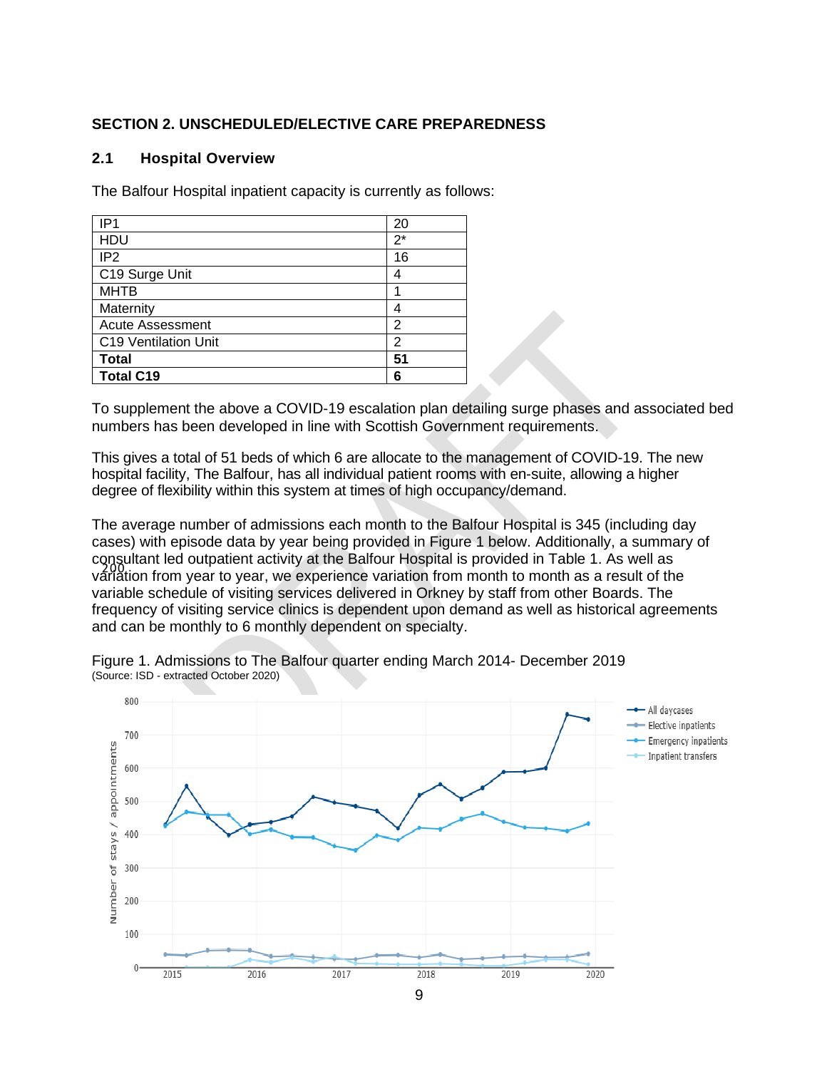## SECTION 2. UNSCHEDULED/ELECTIVE CARE PREPAREDNESS

### 2.1 Hospital Overview

The Balfour Hospital inpatient capacity is currently as follows:

| | |
|---|---|
| IP1 | 20 |
| HDU | 2* |
| IP2 | 16 |
| C19 Surge Unit | 4 |
| MHTB | 1 |
| Maternity | 4 |
| Acute Assessment | 2 |
| C19 Ventilation Unit | 2 |
| **Total** | **51** |
| **Total C19** | **6** |

To supplement the above a COVID-19 escalation plan detailing surge phases and associated bed numbers has been developed in line with Scottish Government requirements.

This gives a total of 51 beds of which 6 are allocate to the management of COVID-19. The new hospital facility, The Balfour, has all individual patient rooms with en-suite, allowing a higher degree of flexibility within this system at times of high occupancy/demand.

The average number of admissions each month to the Balfour Hospital is 345 (including day cases) with episode data by year being provided in Figure 1 below. Additionally, a summary of consultant led outpatient activity at the Balfour Hospital is provided in Table 1. As well as variation from year to year, we experience variation from month to month as a result of the variable schedule of visiting services delivered in Orkney by staff from other Boards. The frequency of visiting service clinics is dependent upon demand as well as historical agreements and can be monthly to 6 monthly dependent on specialty.

Figure 1. Admissions to The Balfour quarter ending March 2014- December 2019
(Source: ISD - extracted October 2020)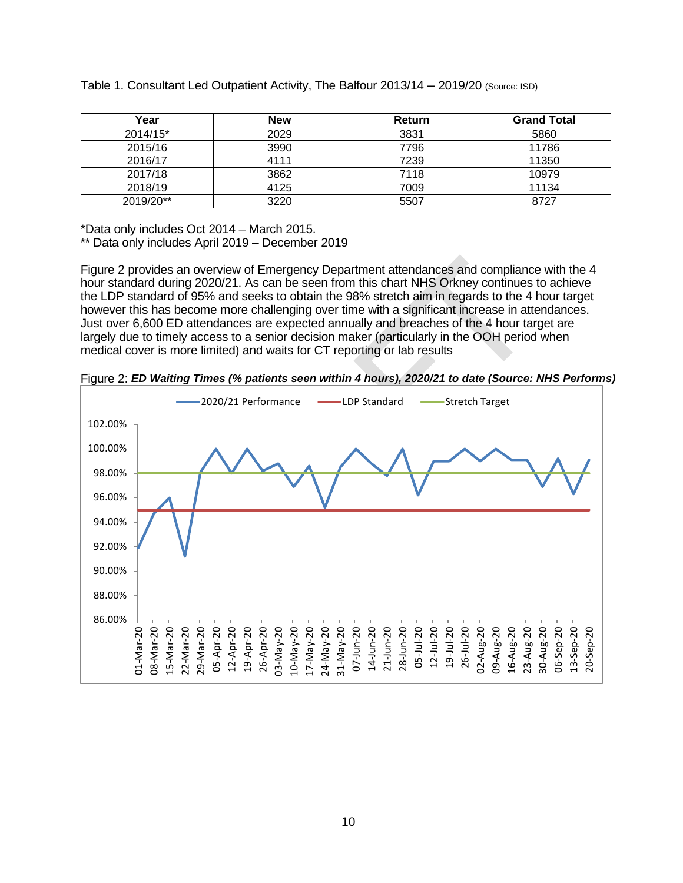Table 1. Consultant Led Outpatient Activity, The Balfour 2013/14 – 2019/20 (Source: ISD)

| Year | New | Return | Grand Total |
|---|---|---|---|
| 2014/15* | 2029 | 3831 | 5860 |
| 2015/16 | 3990 | 7796 | 11786 |
| 2016/17 | 4111 | 7239 | 11350 |
| 2017/18 | 3862 | 7118 | 10979 |
| 2018/19 | 4125 | 7009 | 11134 |
| 2019/20** | 3220 | 5507 | 8727 |

*Data only includes Oct 2014 – March 2015.
** Data only includes April 2019 – December 2019

Figure 2 provides an overview of Emergency Department attendances and compliance with the 4 hour standard during 2020/21. As can be seen from this chart NHS Orkney continues to achieve the LDP standard of 95% and seeks to obtain the 98% stretch aim in regards to the 4 hour target however this has become more challenging over time with a significant increase in attendances. Just over 6,600 ED attendances are expected annually and breaches of the 4 hour target are largely due to timely access to a senior decision maker (particularly in the OOH period when medical cover is more limited) and waits for CT reporting or lab results

Figure 2: ***ED Waiting Times (% patients seen within 4 hours), 2020/21 to date (Source: NHS Performs)***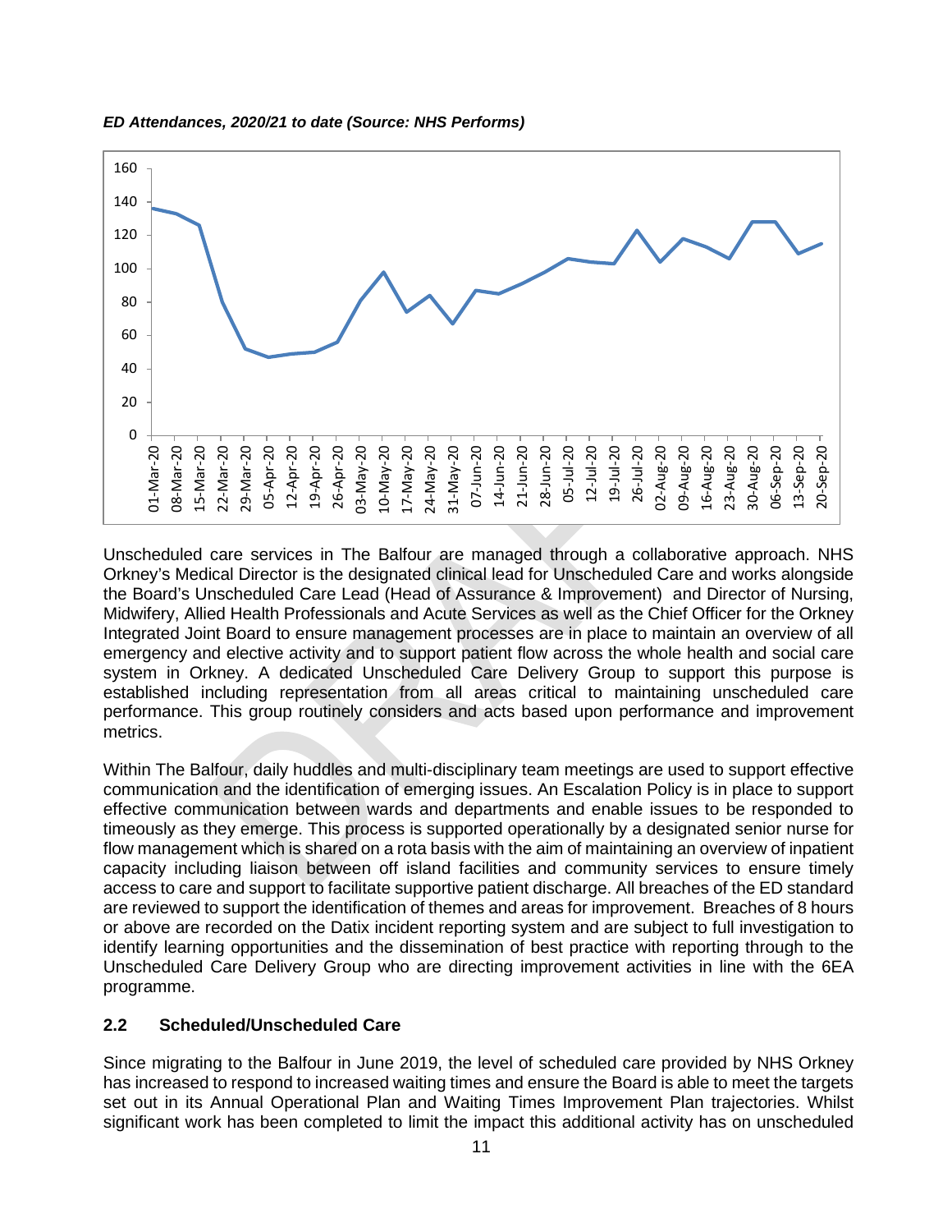*ED Attendances, 2020/21 to date (Source: NHS Performs)*

Unscheduled care services in The Balfour are managed through a collaborative approach. NHS Orkney's Medical Director is the designated clinical lead for Unscheduled Care and works alongside the Board's Unscheduled Care Lead (Head of Assurance & Improvement) and Director of Nursing, Midwifery, Allied Health Professionals and Acute Services as well as the Chief Officer for the Orkney Integrated Joint Board to ensure management processes are in place to maintain an overview of all emergency and elective activity and to support patient flow across the whole health and social care system in Orkney. A dedicated Unscheduled Care Delivery Group to support this purpose is established including representation from all areas critical to maintaining unscheduled care performance. This group routinely considers and acts based upon performance and improvement metrics.

Within The Balfour, daily huddles and multi-disciplinary team meetings are used to support effective communication and the identification of emerging issues. An Escalation Policy is in place to support effective communication between wards and departments and enable issues to be responded to timeously as they emerge. This process is supported operationally by a designated senior nurse for flow management which is shared on a rota basis with the aim of maintaining an overview of inpatient capacity including liaison between off island facilities and community services to ensure timely access to care and support to facilitate supportive patient discharge. All breaches of the ED standard are reviewed to support the identification of themes and areas for improvement. Breaches of 8 hours or above are recorded on the Datix incident reporting system and are subject to full investigation to identify learning opportunities and the dissemination of best practice with reporting through to the Unscheduled Care Delivery Group who are directing improvement activities in line with the 6EA programme.

## 2.2 Scheduled/Unscheduled Care

Since migrating to the Balfour in June 2019, the level of scheduled care provided by NHS Orkney has increased to respond to increased waiting times and ensure the Board is able to meet the targets set out in its Annual Operational Plan and Waiting Times Improvement Plan trajectories. Whilst significant work has been completed to limit the impact this additional activity has on unscheduled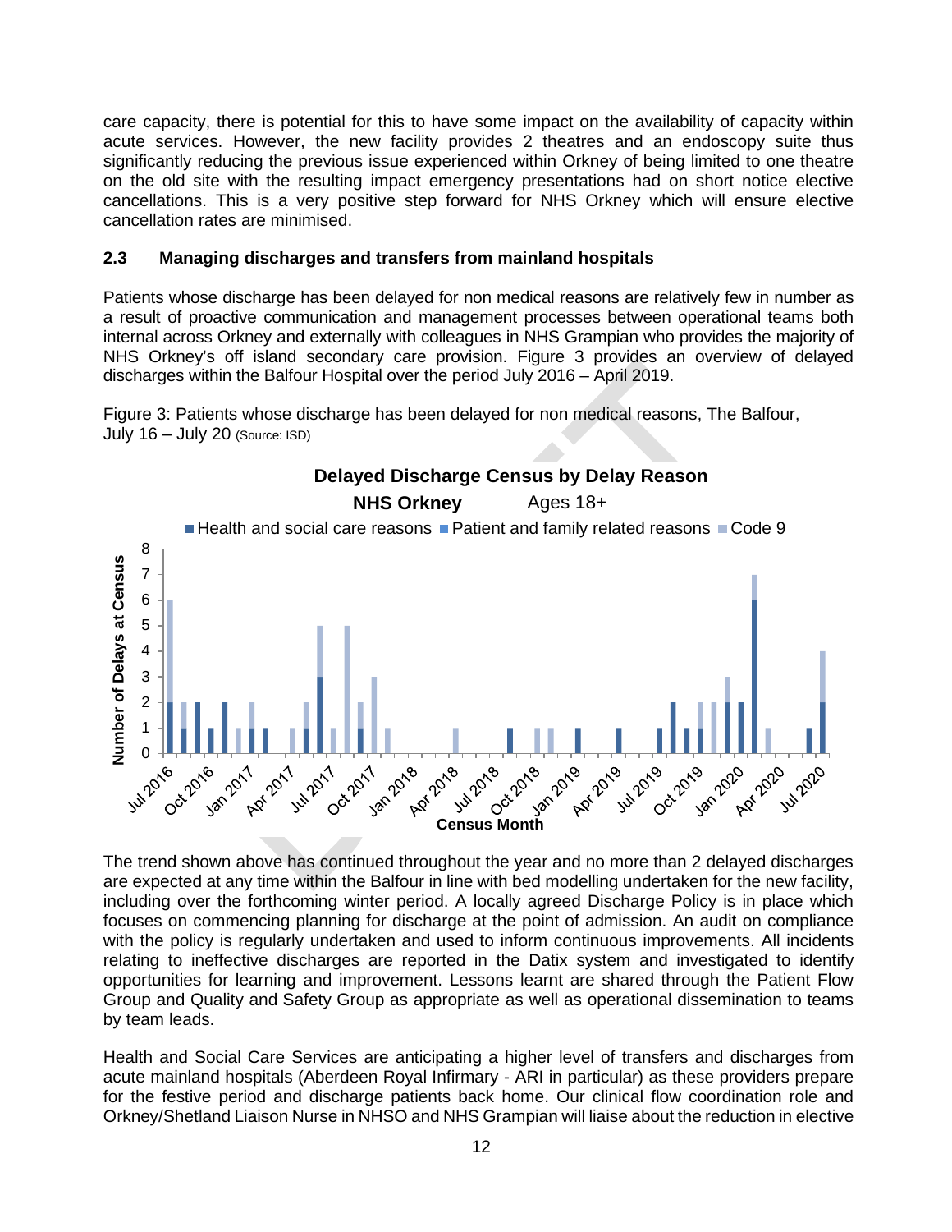care capacity, there is potential for this to have some impact on the availability of capacity within acute services. However, the new facility provides 2 theatres and an endoscopy suite thus significantly reducing the previous issue experienced within Orkney of being limited to one theatre on the old site with the resulting impact emergency presentations had on short notice elective cancellations. This is a very positive step forward for NHS Orkney which will ensure elective cancellation rates are minimised.

### 2.3 Managing discharges and transfers from mainland hospitals

Patients whose discharge has been delayed for non medical reasons are relatively few in number as a result of proactive communication and management processes between operational teams both internal across Orkney and externally with colleagues in NHS Grampian who provides the majority of NHS Orkney's off island secondary care provision. Figure 3 provides an overview of delayed discharges within the Balfour Hospital over the period July 2016 – April 2019.

Figure 3: Patients whose discharge has been delayed for non medical reasons, The Balfour, July 16 – July 20 (Source: ISD)

Delayed Discharge Census by Delay Reason

NHS Orkney Ages 18+

The trend shown above has continued throughout the year and no more than 2 delayed discharges are expected at any time within the Balfour in line with bed modelling undertaken for the new facility, including over the forthcoming winter period. A locally agreed Discharge Policy is in place which focuses on commencing planning for discharge at the point of admission. An audit on compliance with the policy is regularly undertaken and used to inform continuous improvements. All incidents relating to ineffective discharges are reported in the Datix system and investigated to identify opportunities for learning and improvement. Lessons learnt are shared through the Patient Flow Group and Quality and Safety Group as appropriate as well as operational dissemination to teams by team leads.

Health and Social Care Services are anticipating a higher level of transfers and discharges from acute mainland hospitals (Aberdeen Royal Infirmary - ARI in particular) as these providers prepare for the festive period and discharge patients back home. Our clinical flow coordination role and Orkney/Shetland Liaison Nurse in NHSO and NHS Grampian will liaise about the reduction in elective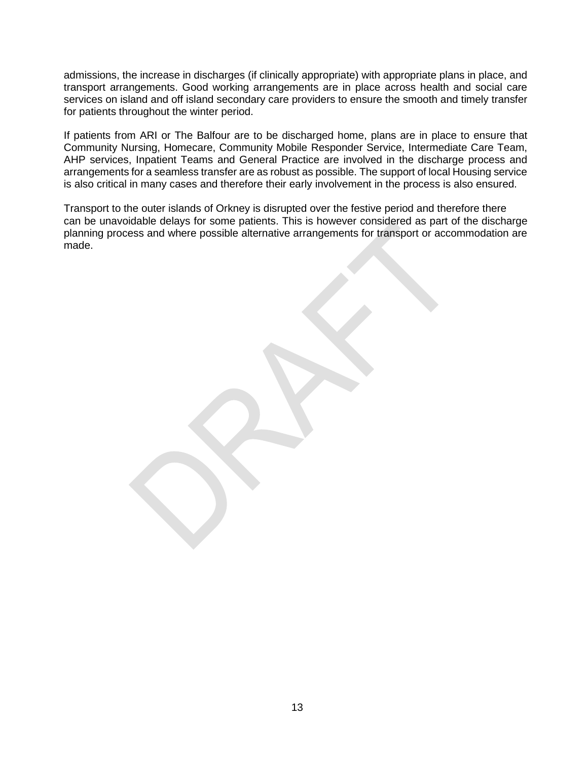admissions, the increase in discharges (if clinically appropriate) with appropriate plans in place, and transport arrangements. Good working arrangements are in place across health and social care services on island and off island secondary care providers to ensure the smooth and timely transfer for patients throughout the winter period.

If patients from ARI or The Balfour are to be discharged home, plans are in place to ensure that Community Nursing, Homecare, Community Mobile Responder Service, Intermediate Care Team, AHP services, Inpatient Teams and General Practice are involved in the discharge process and arrangements for a seamless transfer are as robust as possible. The support of local Housing service is also critical in many cases and therefore their early involvement in the process is also ensured.

Transport to the outer islands of Orkney is disrupted over the festive period and therefore there can be unavoidable delays for some patients. This is however considered as part of the discharge planning process and where possible alternative arrangements for transport or accommodation are made.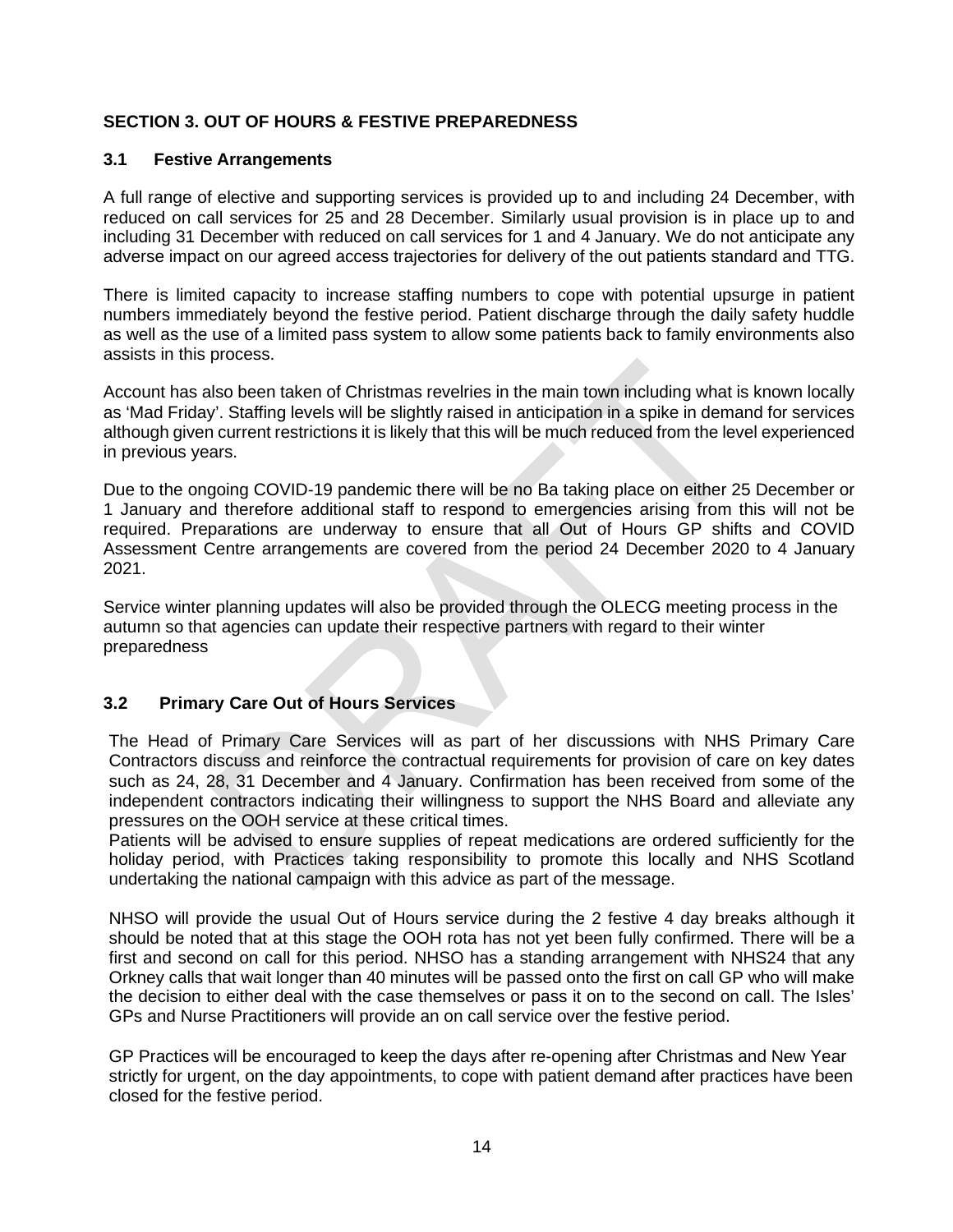## SECTION 3. OUT OF HOURS & FESTIVE PREPAREDNESS

### 3.1 Festive Arrangements

A full range of elective and supporting services is provided up to and including 24 December, with reduced on call services for 25 and 28 December. Similarly usual provision is in place up to and including 31 December with reduced on call services for 1 and 4 January. We do not anticipate any adverse impact on our agreed access trajectories for delivery of the out patients standard and TTG.

There is limited capacity to increase staffing numbers to cope with potential upsurge in patient numbers immediately beyond the festive period. Patient discharge through the daily safety huddle as well as the use of a limited pass system to allow some patients back to family environments also assists in this process.

Account has also been taken of Christmas revelries in the main town including what is known locally as 'Mad Friday'. Staffing levels will be slightly raised in anticipation in a spike in demand for services although given current restrictions it is likely that this will be much reduced from the level experienced in previous years.

Due to the ongoing COVID-19 pandemic there will be no Ba taking place on either 25 December or 1 January and therefore additional staff to respond to emergencies arising from this will not be required. Preparations are underway to ensure that all Out of Hours GP shifts and COVID Assessment Centre arrangements are covered from the period 24 December 2020 to 4 January 2021.

Service winter planning updates will also be provided through the OLECG meeting process in the autumn so that agencies can update their respective partners with regard to their winter preparedness

### 3.2 Primary Care Out of Hours Services

The Head of Primary Care Services will as part of her discussions with NHS Primary Care Contractors discuss and reinforce the contractual requirements for provision of care on key dates such as 24, 28, 31 December and 4 January. Confirmation has been received from some of the independent contractors indicating their willingness to support the NHS Board and alleviate any pressures on the OOH service at these critical times.

Patients will be advised to ensure supplies of repeat medications are ordered sufficiently for the holiday period, with Practices taking responsibility to promote this locally and NHS Scotland undertaking the national campaign with this advice as part of the message.

NHSO will provide the usual Out of Hours service during the 2 festive 4 day breaks although it should be noted that at this stage the OOH rota has not yet been fully confirmed. There will be a first and second on call for this period. NHSO has a standing arrangement with NHS24 that any Orkney calls that wait longer than 40 minutes will be passed onto the first on call GP who will make the decision to either deal with the case themselves or pass it on to the second on call. The Isles' GPs and Nurse Practitioners will provide an on call service over the festive period.

GP Practices will be encouraged to keep the days after re-opening after Christmas and New Year strictly for urgent, on the day appointments, to cope with patient demand after practices have been closed for the festive period.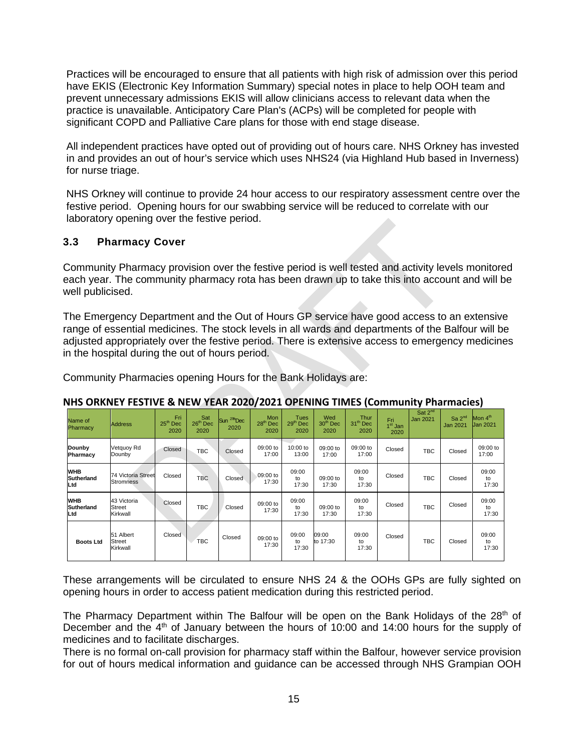Practices will be encouraged to ensure that all patients with high risk of admission over this period have EKIS (Electronic Key Information Summary) special notes in place to help OOH team and prevent unnecessary admissions EKIS will allow clinicians access to relevant data when the practice is unavailable. Anticipatory Care Plan's (ACPs) will be completed for people with significant COPD and Palliative Care plans for those with end stage disease.

All independent practices have opted out of providing out of hours care. NHS Orkney has invested in and provides an out of hour's service which uses NHS24 (via Highland Hub based in Inverness) for nurse triage.

NHS Orkney will continue to provide 24 hour access to our respiratory assessment centre over the festive period. Opening hours for our swabbing service will be reduced to correlate with our laboratory opening over the festive period.

### 3.3 Pharmacy Cover

Community Pharmacy provision over the festive period is well tested and activity levels monitored each year. The community pharmacy rota has been drawn up to take this into account and will be well publicised.

The Emergency Department and the Out of Hours GP service have good access to an extensive range of essential medicines. The stock levels in all wards and departments of the Balfour will be adjusted appropriately over the festive period. There is extensive access to emergency medicines in the hospital during the out of hours period.

Community Pharmacies opening Hours for the Bank Holidays are:

**NHS ORKNEY FESTIVE & NEW YEAR 2020/2021 OPENING TIMES (Community Pharmacies)**

| Name of Pharmacy | Address | Fri 25th Dec 2020 | Sat 26th Dec 2020 | Sun 27th Dec 2020 | Mon 28th Dec 2020 | Tues 29th Dec 2020 | Wed 30th Dec 2020 | Thur 31st Dec 2020 | Fri 1st Jan 2020 | Sat 2nd Jan 2021 | Sa 2nd Jan 2021 | Mon 4th Jan 2021 |
|---|---|---|---|---|---|---|---|---|---|---|---|---|
| **Dounby Pharmacy** | Vetquoy Rd Dounby | Closed | TBC | Closed | 09:00 to 17:00 | 10:00 to 13:00 | 09:00 to 17:00 | 09:00 to 17:00 | Closed | TBC | Closed | 09:00 to 17:00 |
| **WHB Sutherland Ltd** | 74 Victoria Street Stromness | Closed | TBC | Closed | 09:00 to 17:30 | 09:00 to 17:30 | 09:00 to 17:30 | 09:00 to 17:30 | Closed | TBC | Closed | 09:00 to 17:30 |
| **WHB Sutherland Ltd** | 43 Victoria Street Kirkwall | Closed | TBC | Closed | 09:00 to 17:30 | 09:00 to 17:30 | 09:00 to 17:30 | 09:00 to 17:30 | Closed | TBC | Closed | 09:00 to 17:30 |
| **Boots Ltd** | 51 Albert Street Kirkwall | Closed | TBC | Closed | 09:00 to 17:30 | 09:00 to 17:30 | 09:00 to 17:30 | 09:00 to 17:30 | Closed | TBC | Closed | 09:00 to 17:30 |

These arrangements will be circulated to ensure NHS 24 & the OOHs GPs are fully sighted on opening hours in order to access patient medication during this restricted period.

The Pharmacy Department within The Balfour will be open on the Bank Holidays of the 28th of December and the 4th of January between the hours of 10:00 and 14:00 hours for the supply of medicines and to facilitate discharges.

There is no formal on-call provision for pharmacy staff within the Balfour, however service provision for out of hours medical information and guidance can be accessed through NHS Grampian OOH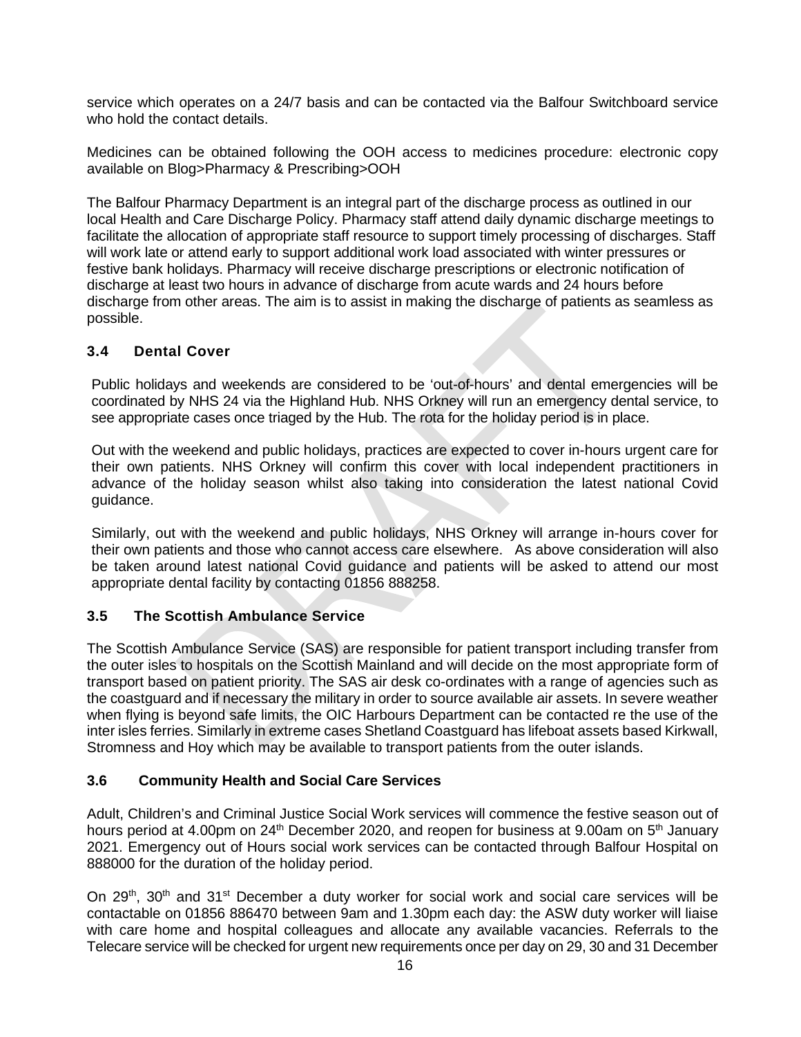service which operates on a 24/7 basis and can be contacted via the Balfour Switchboard service who hold the contact details.

Medicines can be obtained following the OOH access to medicines procedure: electronic copy available on Blog>Pharmacy & Prescribing>OOH

The Balfour Pharmacy Department is an integral part of the discharge process as outlined in our local Health and Care Discharge Policy. Pharmacy staff attend daily dynamic discharge meetings to facilitate the allocation of appropriate staff resource to support timely processing of discharges. Staff will work late or attend early to support additional work load associated with winter pressures or festive bank holidays. Pharmacy will receive discharge prescriptions or electronic notification of discharge at least two hours in advance of discharge from acute wards and 24 hours before discharge from other areas. The aim is to assist in making the discharge of patients as seamless as possible.

### 3.4 Dental Cover

Public holidays and weekends are considered to be 'out-of-hours' and dental emergencies will be coordinated by NHS 24 via the Highland Hub. NHS Orkney will run an emergency dental service, to see appropriate cases once triaged by the Hub. The rota for the holiday period is in place.

Out with the weekend and public holidays, practices are expected to cover in-hours urgent care for their own patients. NHS Orkney will confirm this cover with local independent practitioners in advance of the holiday season whilst also taking into consideration the latest national Covid guidance.

Similarly, out with the weekend and public holidays, NHS Orkney will arrange in-hours cover for their own patients and those who cannot access care elsewhere. As above consideration will also be taken around latest national Covid guidance and patients will be asked to attend our most appropriate dental facility by contacting 01856 888258.

### 3.5 The Scottish Ambulance Service

The Scottish Ambulance Service (SAS) are responsible for patient transport including transfer from the outer isles to hospitals on the Scottish Mainland and will decide on the most appropriate form of transport based on patient priority. The SAS air desk co-ordinates with a range of agencies such as the coastguard and if necessary the military in order to source available air assets. In severe weather when flying is beyond safe limits, the OIC Harbours Department can be contacted re the use of the inter isles ferries. Similarly in extreme cases Shetland Coastguard has lifeboat assets based Kirkwall, Stromness and Hoy which may be available to transport patients from the outer islands.

### 3.6 Community Health and Social Care Services

Adult, Children's and Criminal Justice Social Work services will commence the festive season out of hours period at 4.00pm on 24th December 2020, and reopen for business at 9.00am on 5th January 2021. Emergency out of Hours social work services can be contacted through Balfour Hospital on 888000 for the duration of the holiday period.

On 29th, 30th and 31st December a duty worker for social work and social care services will be contactable on 01856 886470 between 9am and 1.30pm each day: the ASW duty worker will liaise with care home and hospital colleagues and allocate any available vacancies. Referrals to the Telecare service will be checked for urgent new requirements once per day on 29, 30 and 31 December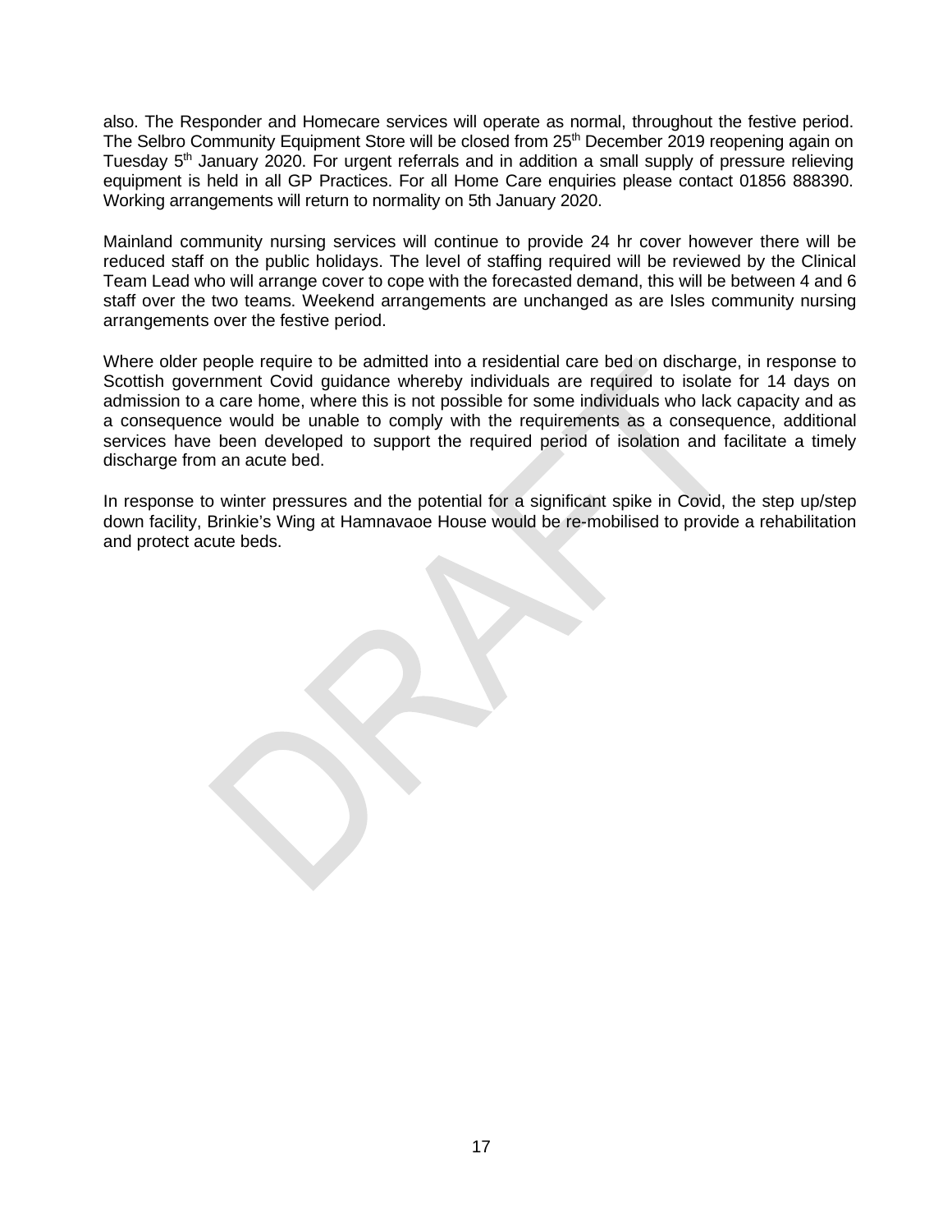also. The Responder and Homecare services will operate as normal, throughout the festive period. The Selbro Community Equipment Store will be closed from 25th December 2019 reopening again on Tuesday 5th January 2020. For urgent referrals and in addition a small supply of pressure relieving equipment is held in all GP Practices. For all Home Care enquiries please contact 01856 888390. Working arrangements will return to normality on 5th January 2020.

Mainland community nursing services will continue to provide 24 hr cover however there will be reduced staff on the public holidays. The level of staffing required will be reviewed by the Clinical Team Lead who will arrange cover to cope with the forecasted demand, this will be between 4 and 6 staff over the two teams. Weekend arrangements are unchanged as are Isles community nursing arrangements over the festive period.

Where older people require to be admitted into a residential care bed on discharge, in response to Scottish government Covid guidance whereby individuals are required to isolate for 14 days on admission to a care home, where this is not possible for some individuals who lack capacity and as a consequence would be unable to comply with the requirements as a consequence, additional services have been developed to support the required period of isolation and facilitate a timely discharge from an acute bed.

In response to winter pressures and the potential for a significant spike in Covid, the step up/step down facility, Brinkie's Wing at Hamnavaoe House would be re-mobilised to provide a rehabilitation and protect acute beds.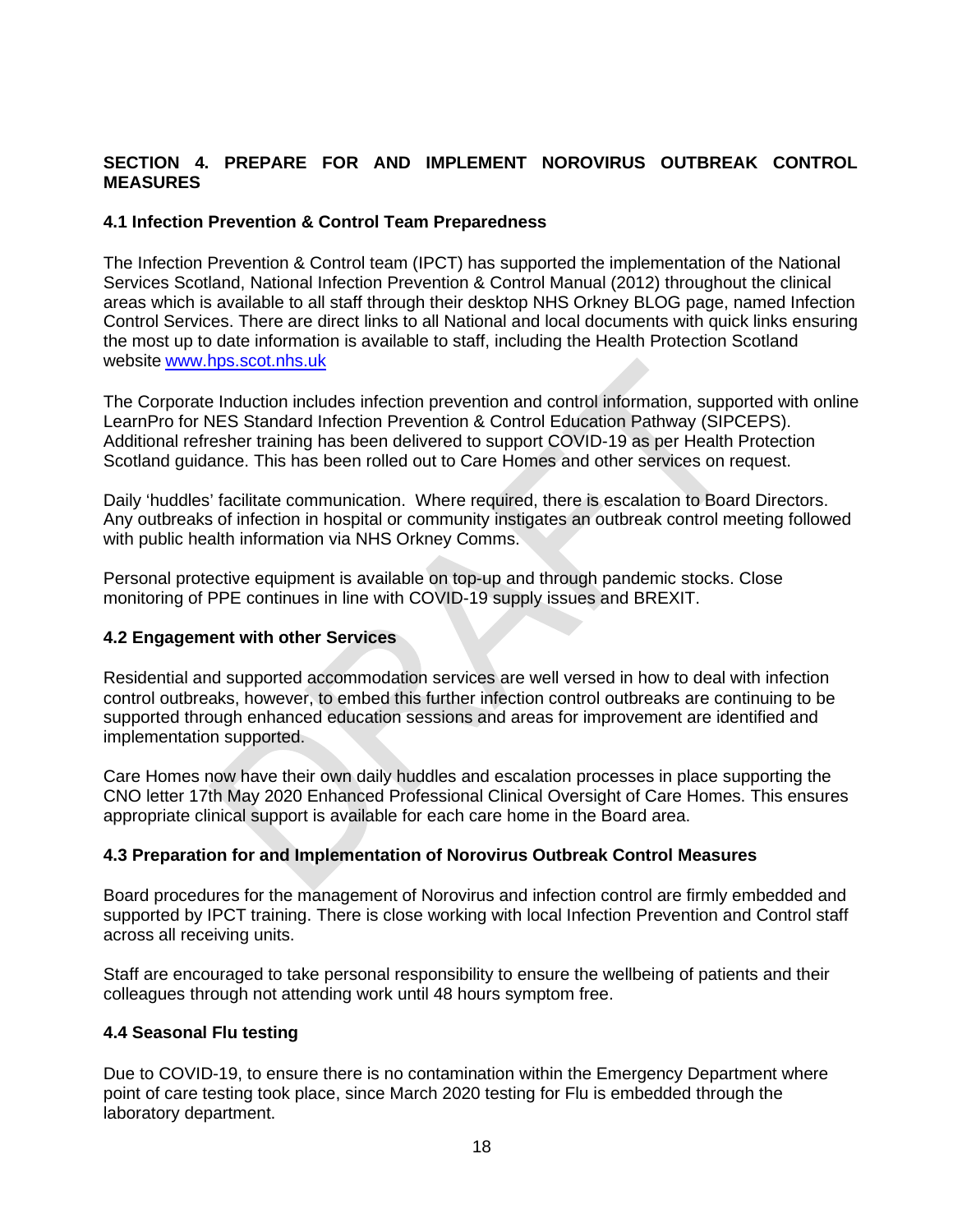## SECTION 4. PREPARE FOR AND IMPLEMENT NOROVIRUS OUTBREAK CONTROL MEASURES

### 4.1 Infection Prevention & Control Team Preparedness

The Infection Prevention & Control team (IPCT) has supported the implementation of the National Services Scotland, National Infection Prevention & Control Manual (2012) throughout the clinical areas which is available to all staff through their desktop NHS Orkney BLOG page, named Infection Control Services. There are direct links to all National and local documents with quick links ensuring the most up to date information is available to staff, including the Health Protection Scotland website www.hps.scot.nhs.uk

The Corporate Induction includes infection prevention and control information, supported with online LearnPro for NES Standard Infection Prevention & Control Education Pathway (SIPCEPS). Additional refresher training has been delivered to support COVID-19 as per Health Protection Scotland guidance. This has been rolled out to Care Homes and other services on request.

Daily 'huddles' facilitate communication. Where required, there is escalation to Board Directors. Any outbreaks of infection in hospital or community instigates an outbreak control meeting followed with public health information via NHS Orkney Comms.

Personal protective equipment is available on top-up and through pandemic stocks. Close monitoring of PPE continues in line with COVID-19 supply issues and BREXIT.

### 4.2 Engagement with other Services

Residential and supported accommodation services are well versed in how to deal with infection control outbreaks, however, to embed this further infection control outbreaks are continuing to be supported through enhanced education sessions and areas for improvement are identified and implementation supported.

Care Homes now have their own daily huddles and escalation processes in place supporting the CNO letter 17th May 2020 Enhanced Professional Clinical Oversight of Care Homes. This ensures appropriate clinical support is available for each care home in the Board area.

### 4.3 Preparation for and Implementation of Norovirus Outbreak Control Measures

Board procedures for the management of Norovirus and infection control are firmly embedded and supported by IPCT training. There is close working with local Infection Prevention and Control staff across all receiving units.

Staff are encouraged to take personal responsibility to ensure the wellbeing of patients and their colleagues through not attending work until 48 hours symptom free.

### 4.4 Seasonal Flu testing

Due to COVID-19, to ensure there is no contamination within the Emergency Department where point of care testing took place, since March 2020 testing for Flu is embedded through the laboratory department.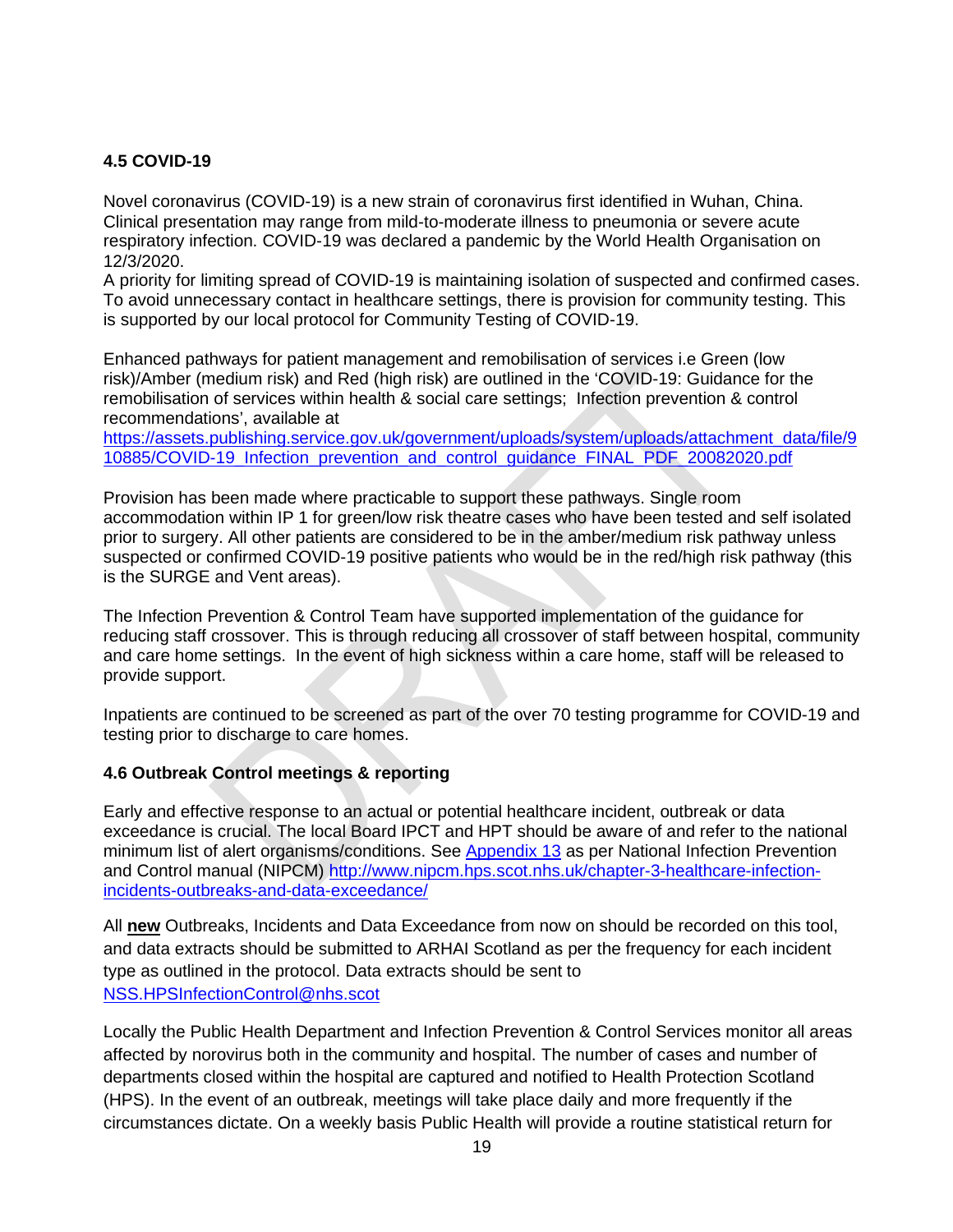### 4.5 COVID-19

Novel coronavirus (COVID-19) is a new strain of coronavirus first identified in Wuhan, China. Clinical presentation may range from mild-to-moderate illness to pneumonia or severe acute respiratory infection. COVID-19 was declared a pandemic by the World Health Organisation on 12/3/2020.
A priority for limiting spread of COVID-19 is maintaining isolation of suspected and confirmed cases. To avoid unnecessary contact in healthcare settings, there is provision for community testing. This is supported by our local protocol for Community Testing of COVID-19.

Enhanced pathways for patient management and remobilisation of services i.e Green (low risk)/Amber (medium risk) and Red (high risk) are outlined in the 'COVID-19: Guidance for the remobilisation of services within health & social care settings; Infection prevention & control recommendations', available at
https://assets.publishing.service.gov.uk/government/uploads/system/uploads/attachment_data/file/910885/COVID-19_Infection_prevention_and_control_guidance_FINAL_PDF_20082020.pdf

Provision has been made where practicable to support these pathways. Single room accommodation within IP 1 for green/low risk theatre cases who have been tested and self isolated prior to surgery. All other patients are considered to be in the amber/medium risk pathway unless suspected or confirmed COVID-19 positive patients who would be in the red/high risk pathway (this is the SURGE and Vent areas).

The Infection Prevention & Control Team have supported implementation of the guidance for reducing staff crossover. This is through reducing all crossover of staff between hospital, community and care home settings. In the event of high sickness within a care home, staff will be released to provide support.

Inpatients are continued to be screened as part of the over 70 testing programme for COVID-19 and testing prior to discharge to care homes.

### 4.6 Outbreak Control meetings & reporting

Early and effective response to an actual or potential healthcare incident, outbreak or data exceedance is crucial. The local Board IPCT and HPT should be aware of and refer to the national minimum list of alert organisms/conditions. See Appendix 13 as per National Infection Prevention and Control manual (NIPCM) http://www.nipcm.hps.scot.nhs.uk/chapter-3-healthcare-infection-incidents-outbreaks-and-data-exceedance/

All **new** Outbreaks, Incidents and Data Exceedance from now on should be recorded on this tool, and data extracts should be submitted to ARHAI Scotland as per the frequency for each incident type as outlined in the protocol. Data extracts should be sent to NSS.HPSInfectionControl@nhs.scot

Locally the Public Health Department and Infection Prevention & Control Services monitor all areas affected by norovirus both in the community and hospital. The number of cases and number of departments closed within the hospital are captured and notified to Health Protection Scotland (HPS). In the event of an outbreak, meetings will take place daily and more frequently if the circumstances dictate. On a weekly basis Public Health will provide a routine statistical return for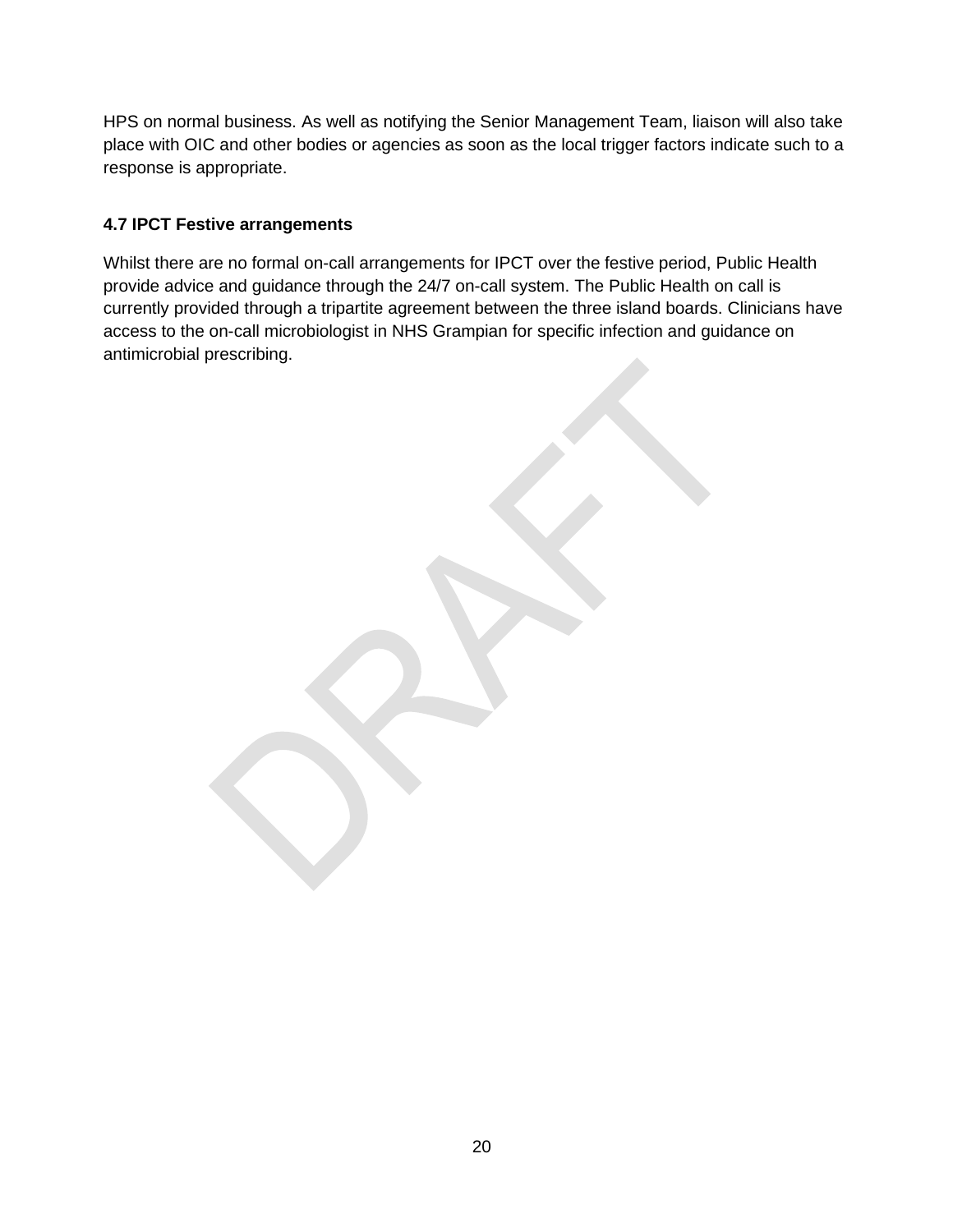HPS on normal business. As well as notifying the Senior Management Team, liaison will also take place with OIC and other bodies or agencies as soon as the local trigger factors indicate such to a response is appropriate.

### 4.7 IPCT Festive arrangements

Whilst there are no formal on-call arrangements for IPCT over the festive period, Public Health provide advice and guidance through the 24/7 on-call system. The Public Health on call is currently provided through a tripartite agreement between the three island boards. Clinicians have access to the on-call microbiologist in NHS Grampian for specific infection and guidance on antimicrobial prescribing.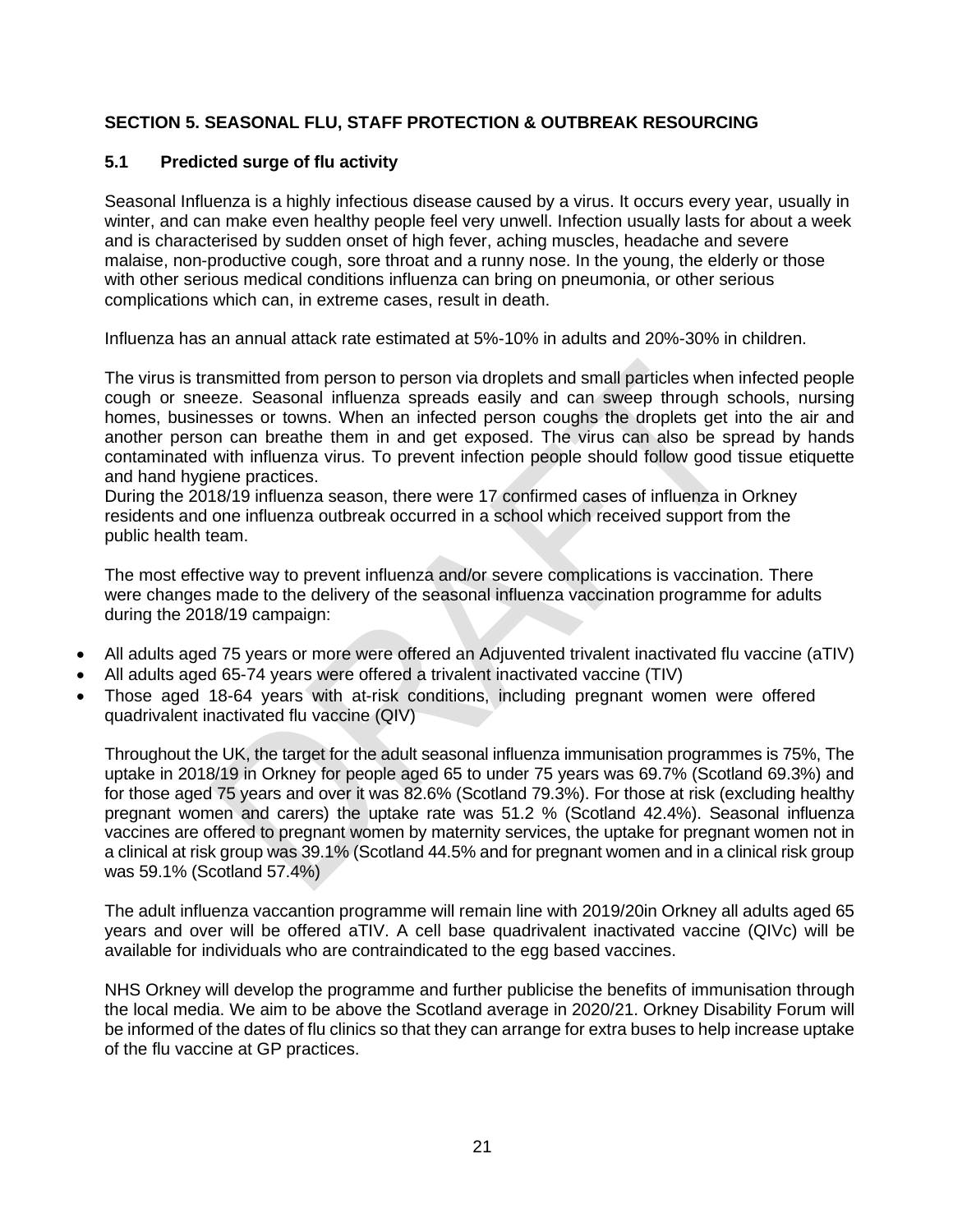## SECTION 5. SEASONAL FLU, STAFF PROTECTION & OUTBREAK RESOURCING

### 5.1 Predicted surge of flu activity

Seasonal Influenza is a highly infectious disease caused by a virus. It occurs every year, usually in winter, and can make even healthy people feel very unwell. Infection usually lasts for about a week and is characterised by sudden onset of high fever, aching muscles, headache and severe malaise, non-productive cough, sore throat and a runny nose. In the young, the elderly or those with other serious medical conditions influenza can bring on pneumonia, or other serious complications which can, in extreme cases, result in death.

Influenza has an annual attack rate estimated at 5%-10% in adults and 20%-30% in children.

The virus is transmitted from person to person via droplets and small particles when infected people cough or sneeze. Seasonal influenza spreads easily and can sweep through schools, nursing homes, businesses or towns. When an infected person coughs the droplets get into the air and another person can breathe them in and get exposed. The virus can also be spread by hands contaminated with influenza virus. To prevent infection people should follow good tissue etiquette and hand hygiene practices.
During the 2018/19 influenza season, there were 17 confirmed cases of influenza in Orkney residents and one influenza outbreak occurred in a school which received support from the public health team.

The most effective way to prevent influenza and/or severe complications is vaccination. There were changes made to the delivery of the seasonal influenza vaccination programme for adults during the 2018/19 campaign:

- All adults aged 75 years or more were offered an Adjuvented trivalent inactivated flu vaccine (aTIV)
- All adults aged 65-74 years were offered a trivalent inactivated vaccine (TIV)
- Those aged 18-64 years with at-risk conditions, including pregnant women were offered quadrivalent inactivated flu vaccine (QIV)

Throughout the UK, the target for the adult seasonal influenza immunisation programmes is 75%, The uptake in 2018/19 in Orkney for people aged 65 to under 75 years was 69.7% (Scotland 69.3%) and for those aged 75 years and over it was 82.6% (Scotland 79.3%). For those at risk (excluding healthy pregnant women and carers) the uptake rate was 51.2 % (Scotland 42.4%). Seasonal influenza vaccines are offered to pregnant women by maternity services, the uptake for pregnant women not in a clinical at risk group was 39.1% (Scotland 44.5% and for pregnant women and in a clinical risk group was 59.1% (Scotland 57.4%)

The adult influenza vaccantion programme will remain line with 2019/20in Orkney all adults aged 65 years and over will be offered aTIV. A cell base quadrivalent inactivated vaccine (QIVc) will be available for individuals who are contraindicated to the egg based vaccines.

NHS Orkney will develop the programme and further publicise the benefits of immunisation through the local media. We aim to be above the Scotland average in 2020/21. Orkney Disability Forum will be informed of the dates of flu clinics so that they can arrange for extra buses to help increase uptake of the flu vaccine at GP practices.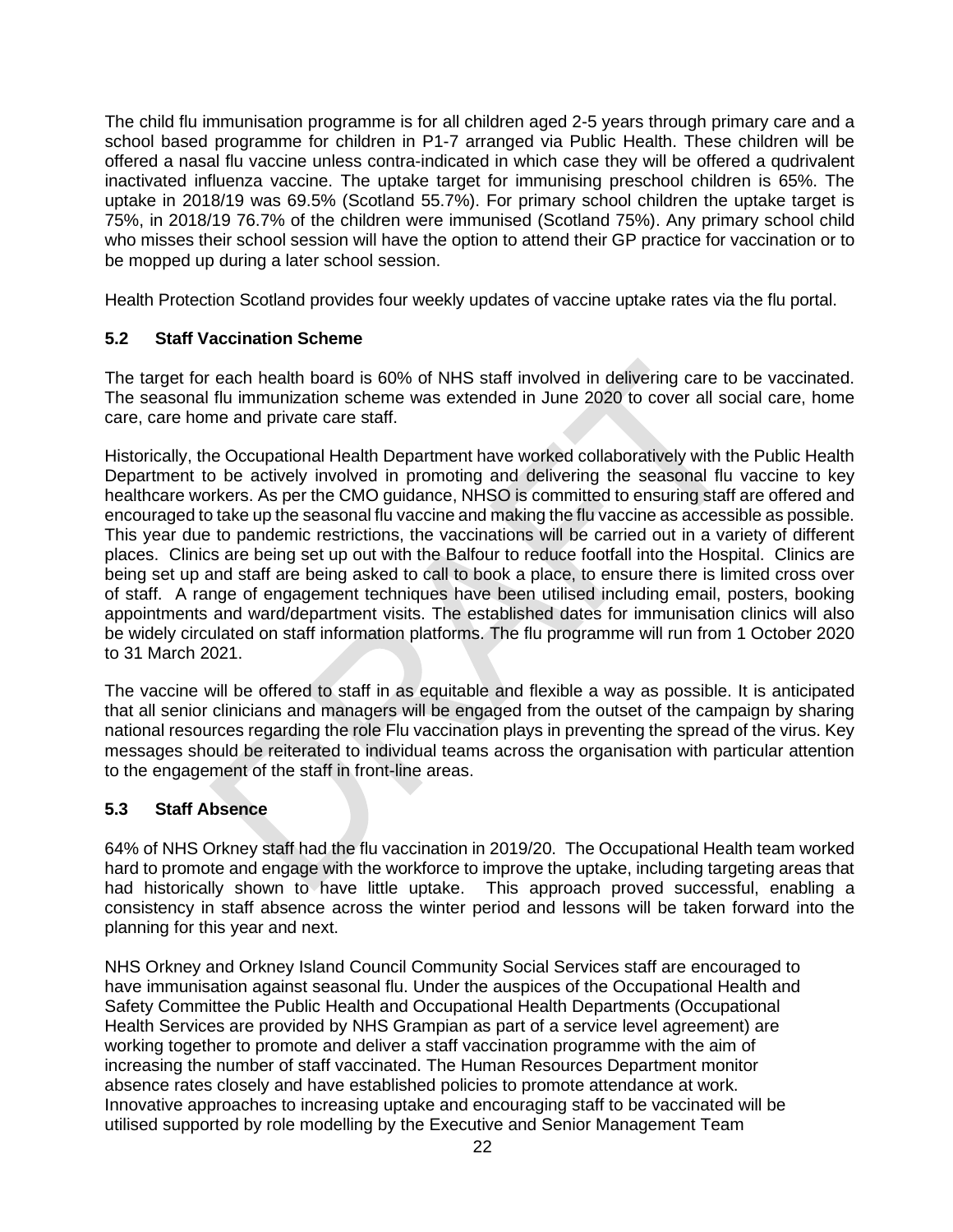The child flu immunisation programme is for all children aged 2-5 years through primary care and a school based programme for children in P1-7 arranged via Public Health. These children will be offered a nasal flu vaccine unless contra-indicated in which case they will be offered a qudrivalent inactivated influenza vaccine. The uptake target for immunising preschool children is 65%. The uptake in 2018/19 was 69.5% (Scotland 55.7%). For primary school children the uptake target is 75%, in 2018/19 76.7% of the children were immunised (Scotland 75%). Any primary school child who misses their school session will have the option to attend their GP practice for vaccination or to be mopped up during a later school session.

Health Protection Scotland provides four weekly updates of vaccine uptake rates via the flu portal.

### 5.2 Staff Vaccination Scheme

The target for each health board is 60% of NHS staff involved in delivering care to be vaccinated. The seasonal flu immunization scheme was extended in June 2020 to cover all social care, home care, care home and private care staff.

Historically, the Occupational Health Department have worked collaboratively with the Public Health Department to be actively involved in promoting and delivering the seasonal flu vaccine to key healthcare workers. As per the CMO guidance, NHSO is committed to ensuring staff are offered and encouraged to take up the seasonal flu vaccine and making the flu vaccine as accessible as possible. This year due to pandemic restrictions, the vaccinations will be carried out in a variety of different places. Clinics are being set up out with the Balfour to reduce footfall into the Hospital. Clinics are being set up and staff are being asked to call to book a place, to ensure there is limited cross over of staff. A range of engagement techniques have been utilised including email, posters, booking appointments and ward/department visits. The established dates for immunisation clinics will also be widely circulated on staff information platforms. The flu programme will run from 1 October 2020 to 31 March 2021.

The vaccine will be offered to staff in as equitable and flexible a way as possible. It is anticipated that all senior clinicians and managers will be engaged from the outset of the campaign by sharing national resources regarding the role Flu vaccination plays in preventing the spread of the virus. Key messages should be reiterated to individual teams across the organisation with particular attention to the engagement of the staff in front-line areas.

### 5.3 Staff Absence

64% of NHS Orkney staff had the flu vaccination in 2019/20. The Occupational Health team worked hard to promote and engage with the workforce to improve the uptake, including targeting areas that had historically shown to have little uptake. This approach proved successful, enabling a consistency in staff absence across the winter period and lessons will be taken forward into the planning for this year and next.

NHS Orkney and Orkney Island Council Community Social Services staff are encouraged to have immunisation against seasonal flu. Under the auspices of the Occupational Health and Safety Committee the Public Health and Occupational Health Departments (Occupational Health Services are provided by NHS Grampian as part of a service level agreement) are working together to promote and deliver a staff vaccination programme with the aim of increasing the number of staff vaccinated. The Human Resources Department monitor absence rates closely and have established policies to promote attendance at work. Innovative approaches to increasing uptake and encouraging staff to be vaccinated will be utilised supported by role modelling by the Executive and Senior Management Team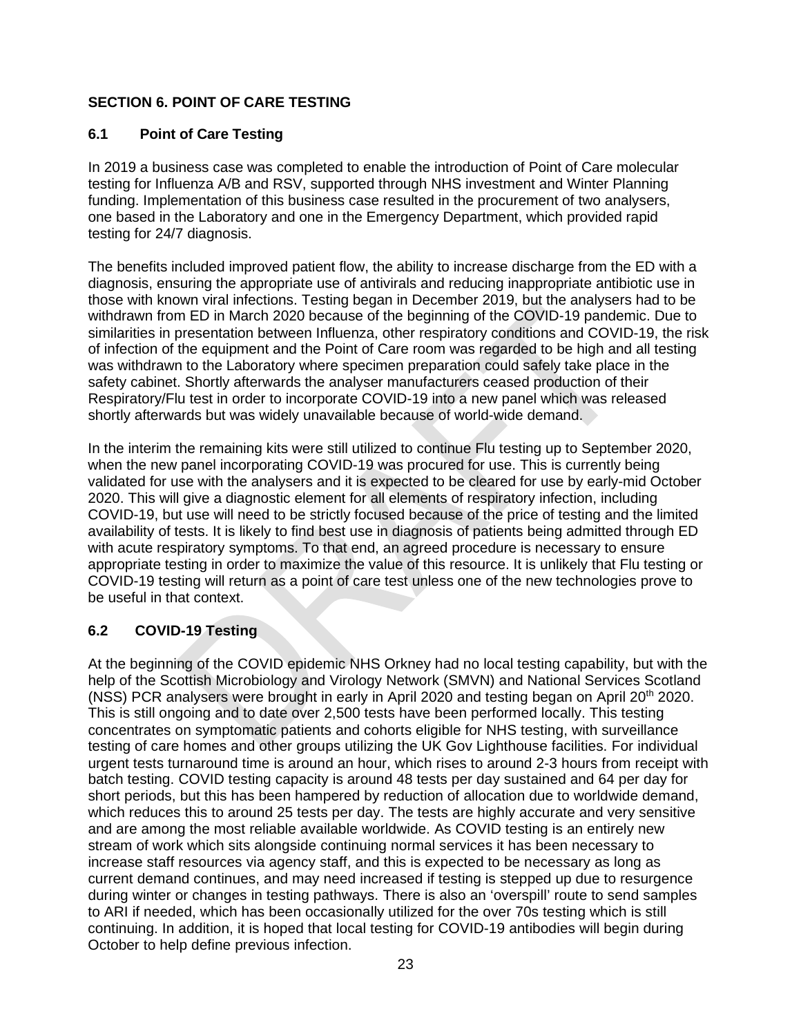## SECTION 6. POINT OF CARE TESTING

### 6.1 Point of Care Testing

In 2019 a business case was completed to enable the introduction of Point of Care molecular testing for Influenza A/B and RSV, supported through NHS investment and Winter Planning funding. Implementation of this business case resulted in the procurement of two analysers, one based in the Laboratory and one in the Emergency Department, which provided rapid testing for 24/7 diagnosis.

The benefits included improved patient flow, the ability to increase discharge from the ED with a diagnosis, ensuring the appropriate use of antivirals and reducing inappropriate antibiotic use in those with known viral infections. Testing began in December 2019, but the analysers had to be withdrawn from ED in March 2020 because of the beginning of the COVID-19 pandemic. Due to similarities in presentation between Influenza, other respiratory conditions and COVID-19, the risk of infection of the equipment and the Point of Care room was regarded to be high and all testing was withdrawn to the Laboratory where specimen preparation could safely take place in the safety cabinet. Shortly afterwards the analyser manufacturers ceased production of their Respiratory/Flu test in order to incorporate COVID-19 into a new panel which was released shortly afterwards but was widely unavailable because of world-wide demand.

In the interim the remaining kits were still utilized to continue Flu testing up to September 2020, when the new panel incorporating COVID-19 was procured for use. This is currently being validated for use with the analysers and it is expected to be cleared for use by early-mid October 2020. This will give a diagnostic element for all elements of respiratory infection, including COVID-19, but use will need to be strictly focused because of the price of testing and the limited availability of tests. It is likely to find best use in diagnosis of patients being admitted through ED with acute respiratory symptoms. To that end, an agreed procedure is necessary to ensure appropriate testing in order to maximize the value of this resource. It is unlikely that Flu testing or COVID-19 testing will return as a point of care test unless one of the new technologies prove to be useful in that context.

### 6.2 COVID-19 Testing

At the beginning of the COVID epidemic NHS Orkney had no local testing capability, but with the help of the Scottish Microbiology and Virology Network (SMVN) and National Services Scotland (NSS) PCR analysers were brought in early in April 2020 and testing began on April 20th 2020. This is still ongoing and to date over 2,500 tests have been performed locally. This testing concentrates on symptomatic patients and cohorts eligible for NHS testing, with surveillance testing of care homes and other groups utilizing the UK Gov Lighthouse facilities. For individual urgent tests turnaround time is around an hour, which rises to around 2-3 hours from receipt with batch testing. COVID testing capacity is around 48 tests per day sustained and 64 per day for short periods, but this has been hampered by reduction of allocation due to worldwide demand, which reduces this to around 25 tests per day. The tests are highly accurate and very sensitive and are among the most reliable available worldwide. As COVID testing is an entirely new stream of work which sits alongside continuing normal services it has been necessary to increase staff resources via agency staff, and this is expected to be necessary as long as current demand continues, and may need increased if testing is stepped up due to resurgence during winter or changes in testing pathways. There is also an 'overspill' route to send samples to ARI if needed, which has been occasionally utilized for the over 70s testing which is still continuing. In addition, it is hoped that local testing for COVID-19 antibodies will begin during October to help define previous infection.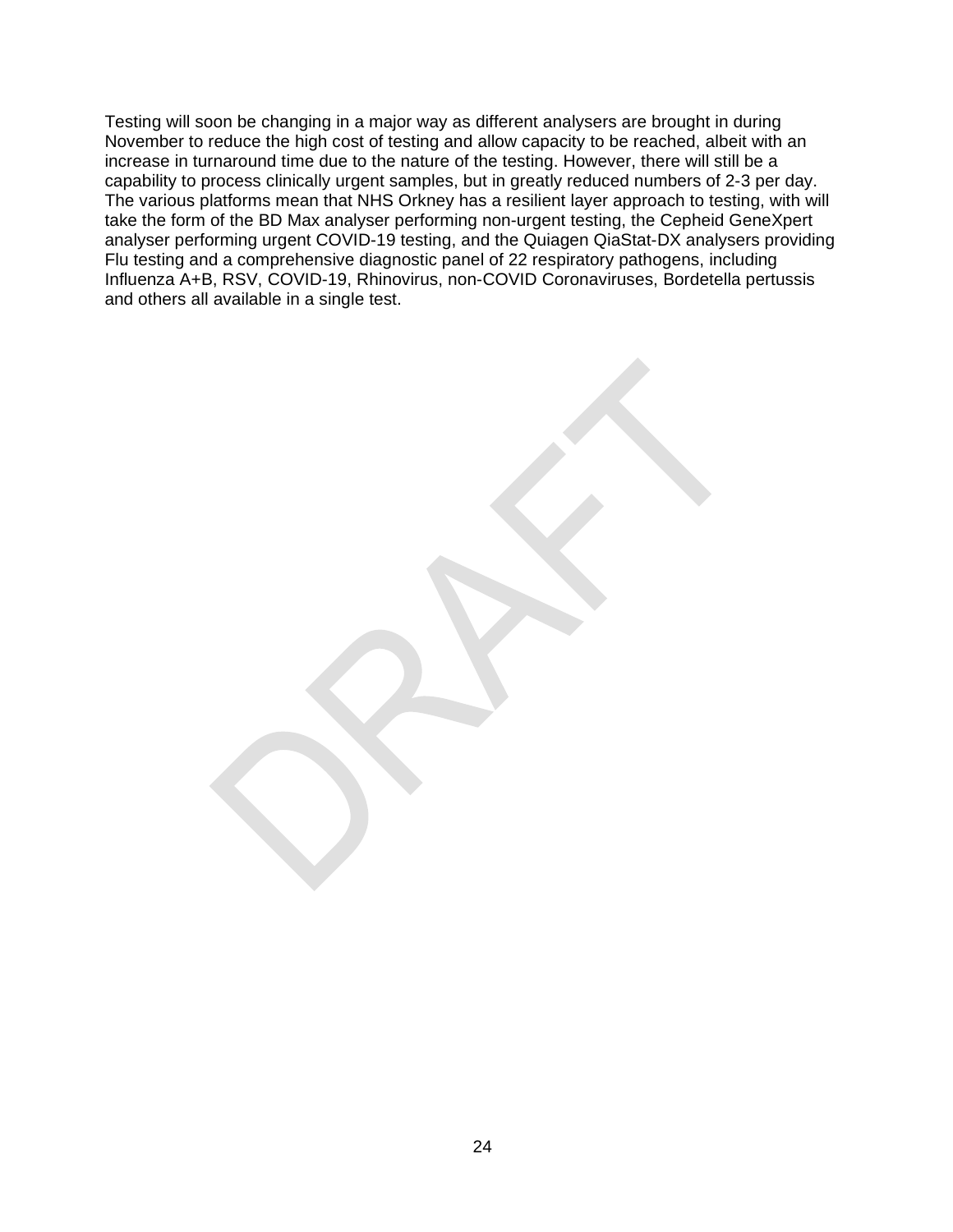Testing will soon be changing in a major way as different analysers are brought in during November to reduce the high cost of testing and allow capacity to be reached, albeit with an increase in turnaround time due to the nature of the testing. However, there will still be a capability to process clinically urgent samples, but in greatly reduced numbers of 2-3 per day. The various platforms mean that NHS Orkney has a resilient layer approach to testing, with will take the form of the BD Max analyser performing non-urgent testing, the Cepheid GeneXpert analyser performing urgent COVID-19 testing, and the Quiagen QiaStat-DX analysers providing Flu testing and a comprehensive diagnostic panel of 22 respiratory pathogens, including Influenza A+B, RSV, COVID-19, Rhinovirus, non-COVID Coronaviruses, Bordetella pertussis and others all available in a single test.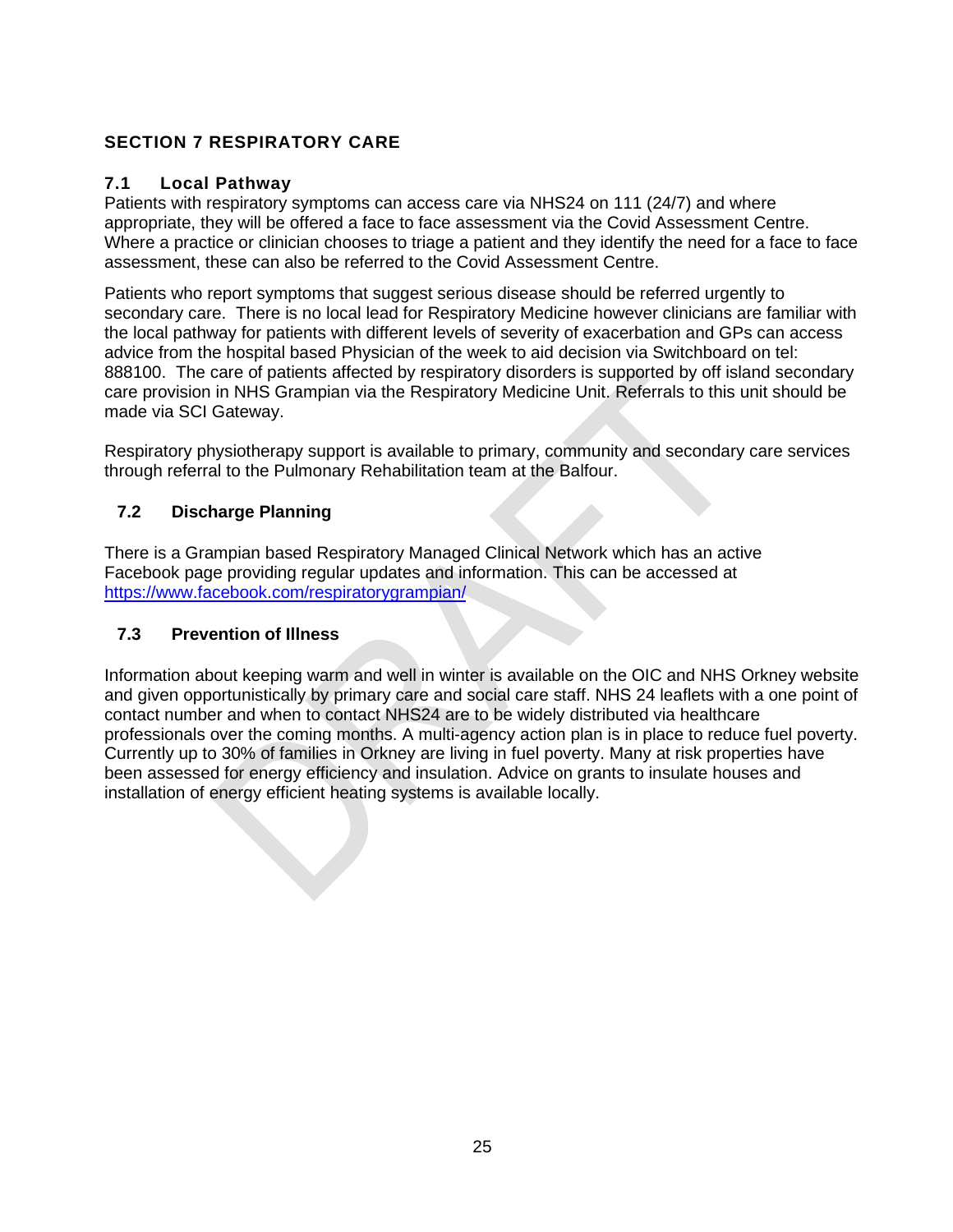## SECTION 7 RESPIRATORY CARE

### 7.1 Local Pathway

Patients with respiratory symptoms can access care via NHS24 on 111 (24/7) and where appropriate, they will be offered a face to face assessment via the Covid Assessment Centre. Where a practice or clinician chooses to triage a patient and they identify the need for a face to face assessment, these can also be referred to the Covid Assessment Centre.

Patients who report symptoms that suggest serious disease should be referred urgently to secondary care. There is no local lead for Respiratory Medicine however clinicians are familiar with the local pathway for patients with different levels of severity of exacerbation and GPs can access advice from the hospital based Physician of the week to aid decision via Switchboard on tel: 888100. The care of patients affected by respiratory disorders is supported by off island secondary care provision in NHS Grampian via the Respiratory Medicine Unit. Referrals to this unit should be made via SCI Gateway.

Respiratory physiotherapy support is available to primary, community and secondary care services through referral to the Pulmonary Rehabilitation team at the Balfour.

### 7.2 Discharge Planning

There is a Grampian based Respiratory Managed Clinical Network which has an active Facebook page providing regular updates and information. This can be accessed at https://www.facebook.com/respiratorygrampian/

### 7.3 Prevention of Illness

Information about keeping warm and well in winter is available on the OIC and NHS Orkney website and given opportunistically by primary care and social care staff. NHS 24 leaflets with a one point of contact number and when to contact NHS24 are to be widely distributed via healthcare professionals over the coming months. A multi-agency action plan is in place to reduce fuel poverty. Currently up to 30% of families in Orkney are living in fuel poverty. Many at risk properties have been assessed for energy efficiency and insulation. Advice on grants to insulate houses and installation of energy efficient heating systems is available locally.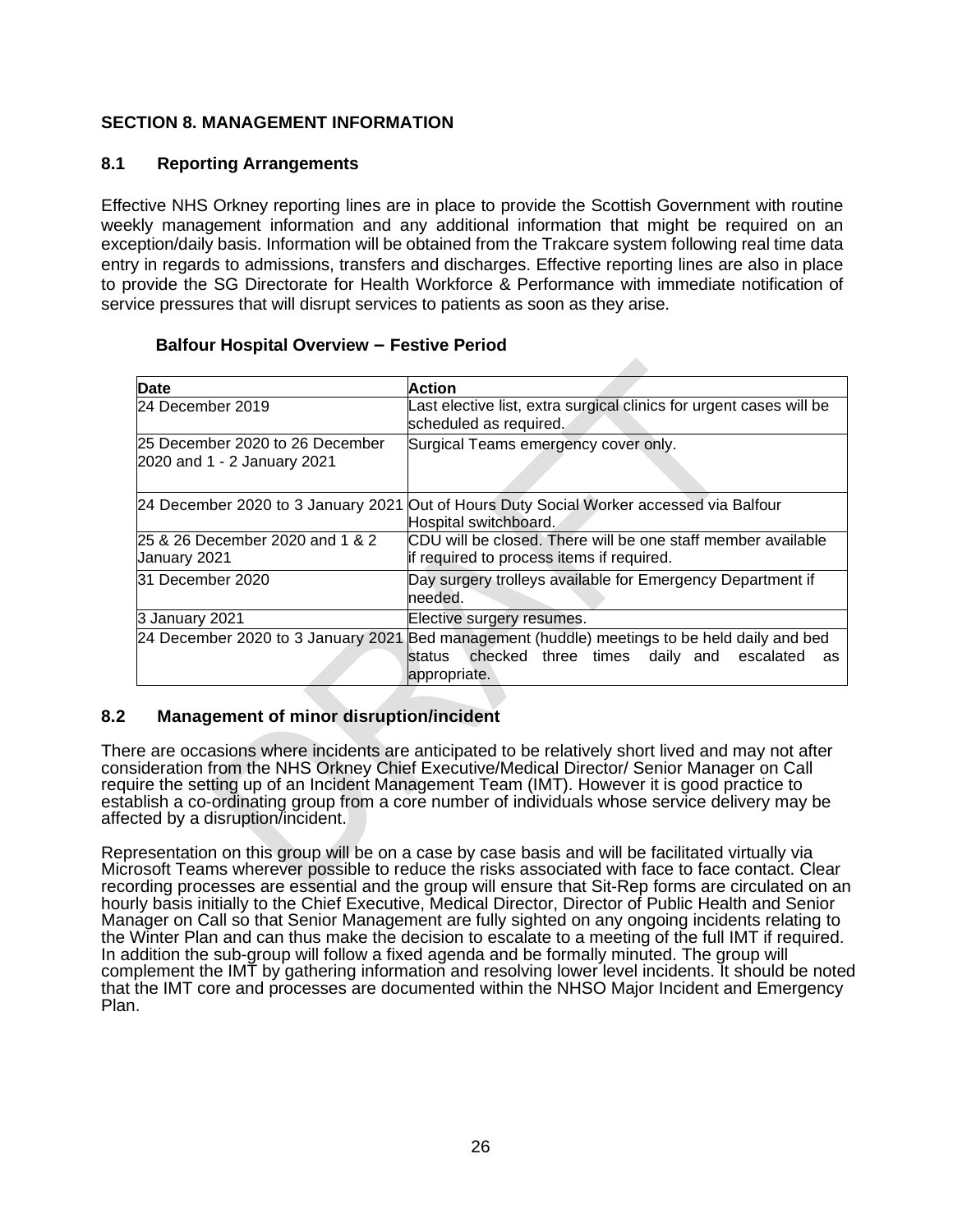## SECTION 8. MANAGEMENT INFORMATION

### 8.1 Reporting Arrangements

Effective NHS Orkney reporting lines are in place to provide the Scottish Government with routine weekly management information and any additional information that might be required on an exception/daily basis. Information will be obtained from the Trakcare system following real time data entry in regards to admissions, transfers and discharges. Effective reporting lines are also in place to provide the SG Directorate for Health Workforce & Performance with immediate notification of service pressures that will disrupt services to patients as soon as they arise.

**Balfour Hospital Overview – Festive Period**

| Date | Action |
|---|---|
| 24 December 2019 | Last elective list, extra surgical clinics for urgent cases will be scheduled as required. |
| 25 December 2020 to 26 December 2020 and 1 - 2 January 2021 | Surgical Teams emergency cover only. |
| 24 December 2020 to 3 January 2021 | Out of Hours Duty Social Worker accessed via Balfour Hospital switchboard. |
| 25 & 26 December 2020 and 1 & 2 January 2021 | CDU will be closed. There will be one staff member available if required to process items if required. |
| 31 December 2020 | Day surgery trolleys available for Emergency Department if needed. |
| 3 January 2021 | Elective surgery resumes. |
| 24 December 2020 to 3 January 2021 | Bed management (huddle) meetings to be held daily and bed status checked three times daily and escalated as appropriate. |

### 8.2 Management of minor disruption/incident

There are occasions where incidents are anticipated to be relatively short lived and may not after consideration from the NHS Orkney Chief Executive/Medical Director/ Senior Manager on Call require the setting up of an Incident Management Team (IMT). However it is good practice to establish a co-ordinating group from a core number of individuals whose service delivery may be affected by a disruption/incident.

Representation on this group will be on a case by case basis and will be facilitated virtually via Microsoft Teams wherever possible to reduce the risks associated with face to face contact. Clear recording processes are essential and the group will ensure that Sit-Rep forms are circulated on an hourly basis initially to the Chief Executive, Medical Director, Director of Public Health and Senior Manager on Call so that Senior Management are fully sighted on any ongoing incidents relating to the Winter Plan and can thus make the decision to escalate to a meeting of the full IMT if required. In addition the sub-group will follow a fixed agenda and be formally minuted. The group will complement the IMT by gathering information and resolving lower level incidents. It should be noted that the IMT core and processes are documented within the NHSO Major Incident and Emergency Plan.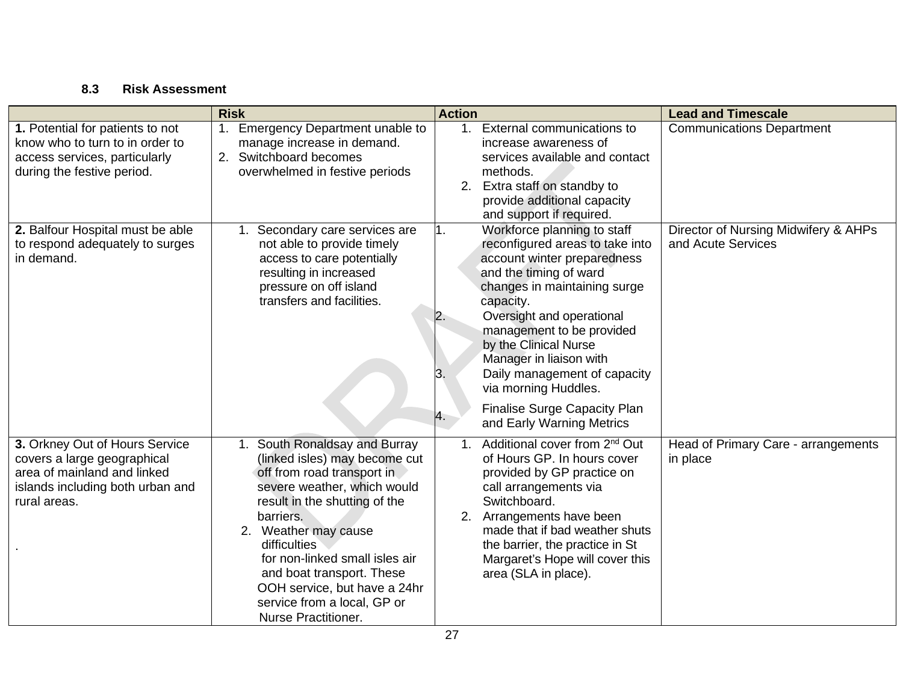### 8.3 Risk Assessment

| | Risk | Action | Lead and Timescale |
|---|---|---|---|
| **1.** Potential for patients to not know who to turn to in order to access services, particularly during the festive period. | 1. Emergency Department unable to manage increase in demand.<br>2. Switchboard becomes overwhelmed in festive periods | 1. External communications to increase awareness of services available and contact methods.<br>2. Extra staff on standby to provide additional capacity and support if required. | Communications Department |
| **2.** Balfour Hospital must be able to respond adequately to surges in demand. | 1. Secondary care services are not able to provide timely access to care potentially resulting in increased pressure on off island transfers and facilities. | 1. Workforce planning to staff reconfigured areas to take into account winter preparedness and the timing of ward changes in maintaining surge capacity.<br>2. Oversight and operational management to be provided by the Clinical Nurse Manager in liaison with<br>3. Daily management of capacity via morning Huddles.<br>4. Finalise Surge Capacity Plan and Early Warning Metrics | Director of Nursing Midwifery & AHPs and Acute Services |
| **3.** Orkney Out of Hours Service covers a large geographical area of mainland and linked islands including both urban and rural areas.<br><br>. | 1. South Ronaldsay and Burray (linked isles) may become cut off from road transport in severe weather, which would result in the shutting of the barriers.<br>2. Weather may cause difficulties for non-linked small isles air and boat transport. These OOH service, but have a 24hr service from a local, GP or Nurse Practitioner. | 1. Additional cover from 2nd Out of Hours GP. In hours cover provided by GP practice on call arrangements via Switchboard.<br>2. Arrangements have been made that if bad weather shuts the barrier, the practice in St Margaret's Hope will cover this area (SLA in place). | Head of Primary Care - arrangements in place |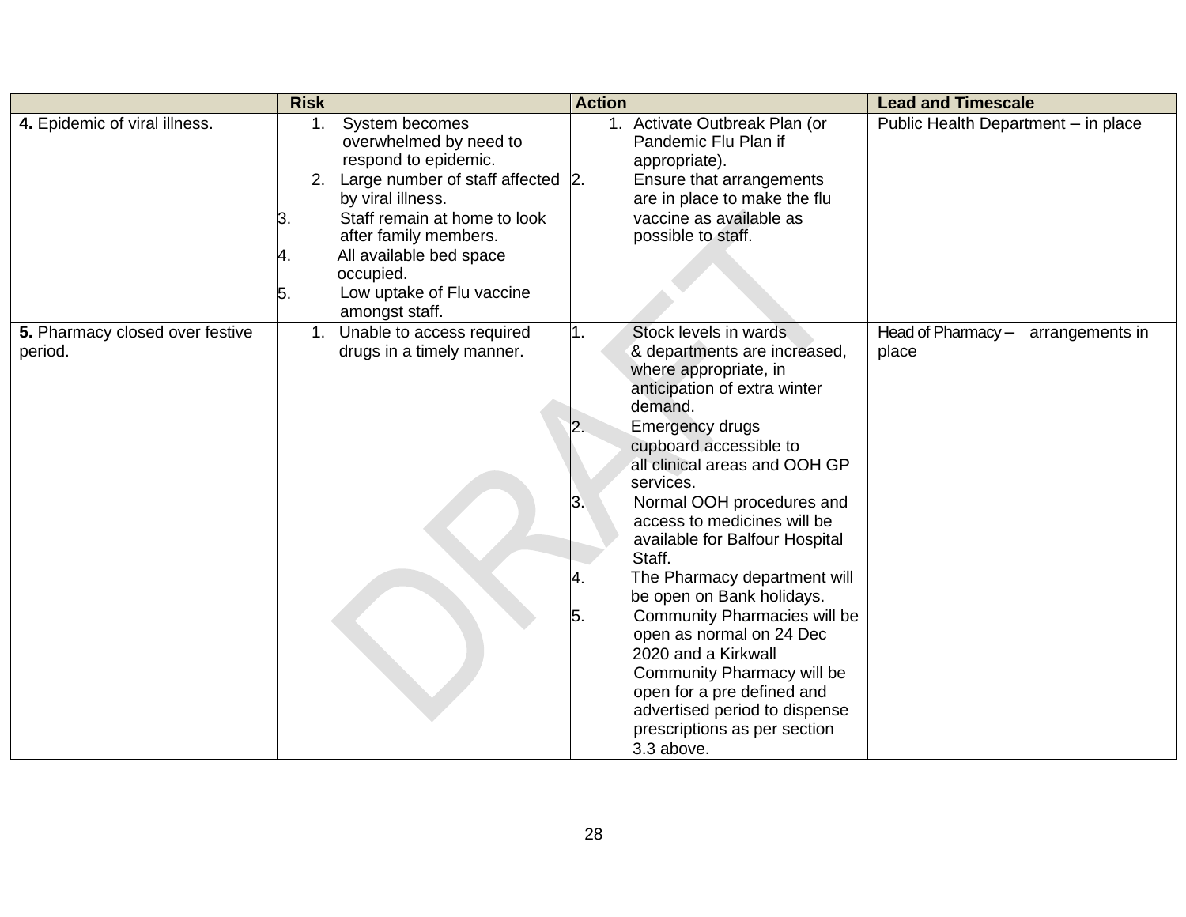| | Risk | Action | Lead and Timescale |
|---|---|---|---|
| **4.** Epidemic of viral illness. | 1. System becomes overwhelmed by need to respond to epidemic.<br>2. Large number of staff affected by viral illness.<br>3. Staff remain at home to look after family members.<br>4. All available bed space occupied.<br>5. Low uptake of Flu vaccine amongst staff. | 1. Activate Outbreak Plan (or Pandemic Flu Plan if appropriate).<br>2. Ensure that arrangements are in place to make the flu vaccine as available as possible to staff. | Public Health Department – in place |
| **5.** Pharmacy closed over festive period. | 1. Unable to access required drugs in a timely manner. | 1. Stock levels in wards & departments are increased, where appropriate, in anticipation of extra winter demand.<br>2. Emergency drugs cupboard accessible to all clinical areas and OOH GP services.<br>3. Normal OOH procedures and access to medicines will be available for Balfour Hospital Staff.<br>4. The Pharmacy department will be open on Bank holidays.<br>5. Community Pharmacies will be open as normal on 24 Dec 2020 and a Kirkwall Community Pharmacy will be open for a pre defined and advertised period to dispense prescriptions as per section 3.3 above. | Head of Pharmacy – arrangements in place |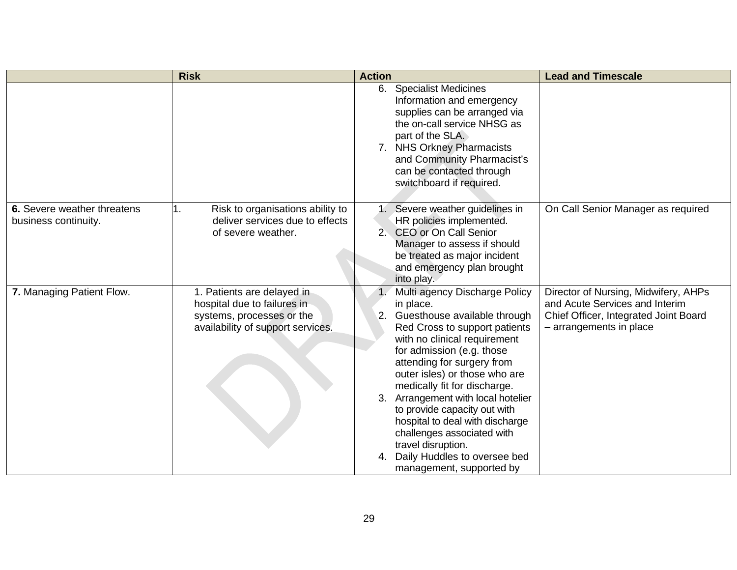| | Risk | Action | Lead and Timescale |
|---|---|---|---|
| | | 6. Specialist Medicines Information and emergency supplies can be arranged via the on-call service NHSG as part of the SLA.<br>7. NHS Orkney Pharmacists and Community Pharmacist's can be contacted through switchboard if required. | |
| **6.** Severe weather threatens business continuity. | 1. Risk to organisations ability to deliver services due to effects of severe weather. | 1. Severe weather guidelines in HR policies implemented.<br>2. CEO or On Call Senior Manager to assess if should be treated as major incident and emergency plan brought into play. | On Call Senior Manager as required |
| **7.** Managing Patient Flow. | 1. Patients are delayed in hospital due to failures in systems, processes or the availability of support services. | 1. Multi agency Discharge Policy in place.<br>2. Guesthouse available through Red Cross to support patients with no clinical requirement for admission (e.g. those attending for surgery from outer isles) or those who are medically fit for discharge.<br>3. Arrangement with local hotelier to provide capacity out with hospital to deal with discharge challenges associated with travel disruption.<br>4. Daily Huddles to oversee bed management, supported by | Director of Nursing, Midwifery, AHPs and Acute Services and Interim Chief Officer, Integrated Joint Board – arrangements in place |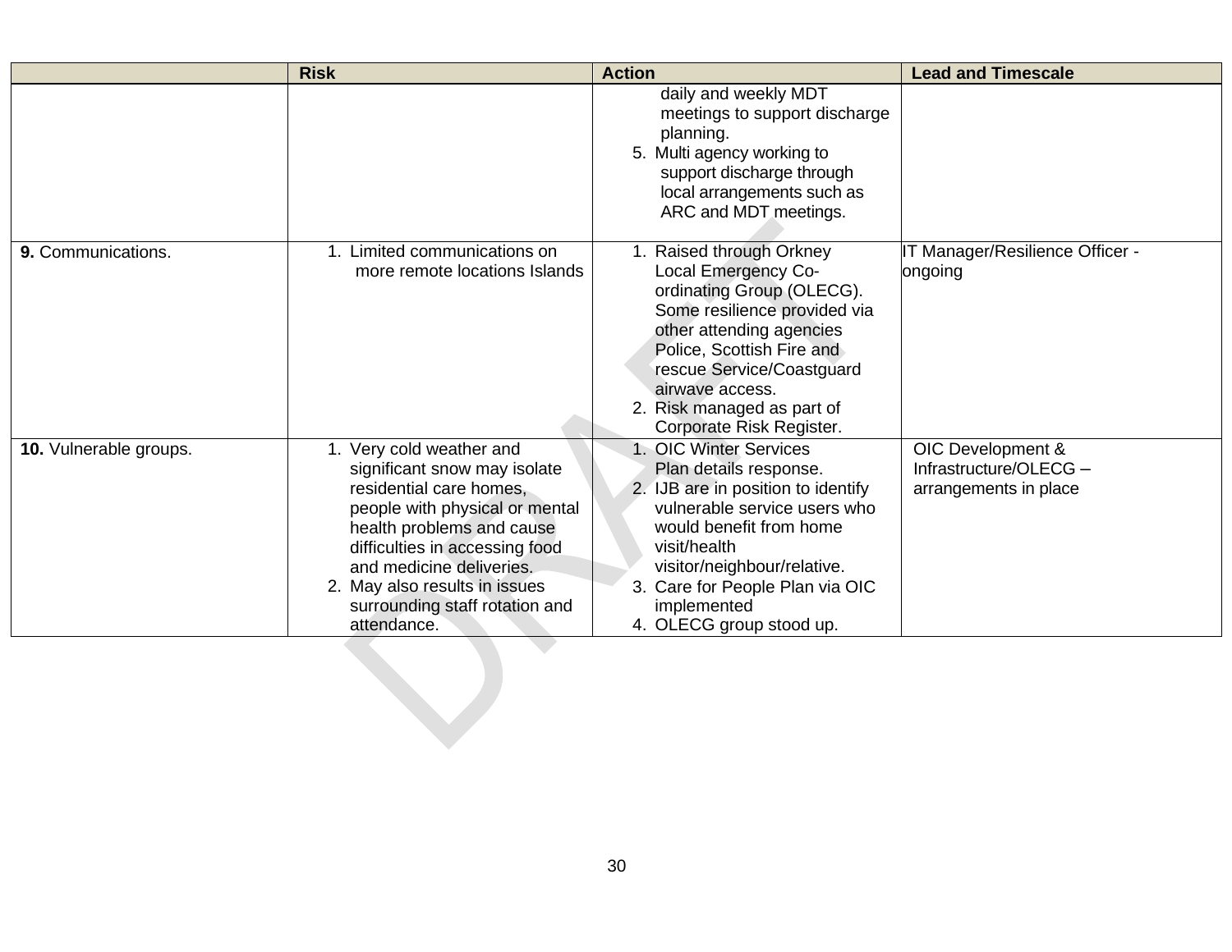| | Risk | Action | Lead and Timescale |
|---|---|---|---|
| | | daily and weekly MDT meetings to support discharge planning.<br>5. Multi agency working to support discharge through local arrangements such as ARC and MDT meetings. | |
| **9.** Communications. | 1. Limited communications on more remote locations Islands | 1. Raised through Orkney Local Emergency Co-ordinating Group (OLECG). Some resilience provided via other attending agencies Police, Scottish Fire and rescue Service/Coastguard airwave access.<br>2. Risk managed as part of Corporate Risk Register. | IT Manager/Resilience Officer - ongoing |
| **10.** Vulnerable groups. | 1. Very cold weather and significant snow may isolate residential care homes, people with physical or mental health problems and cause difficulties in accessing food and medicine deliveries.<br>2. May also results in issues surrounding staff rotation and attendance. | 1. OIC Winter Services Plan details response.<br>2. IJB are in position to identify vulnerable service users who would benefit from home visit/health visitor/neighbour/relative.<br>3. Care for People Plan via OIC implemented<br>4. OLECG group stood up. | OIC Development & Infrastructure/OLECG – arrangements in place |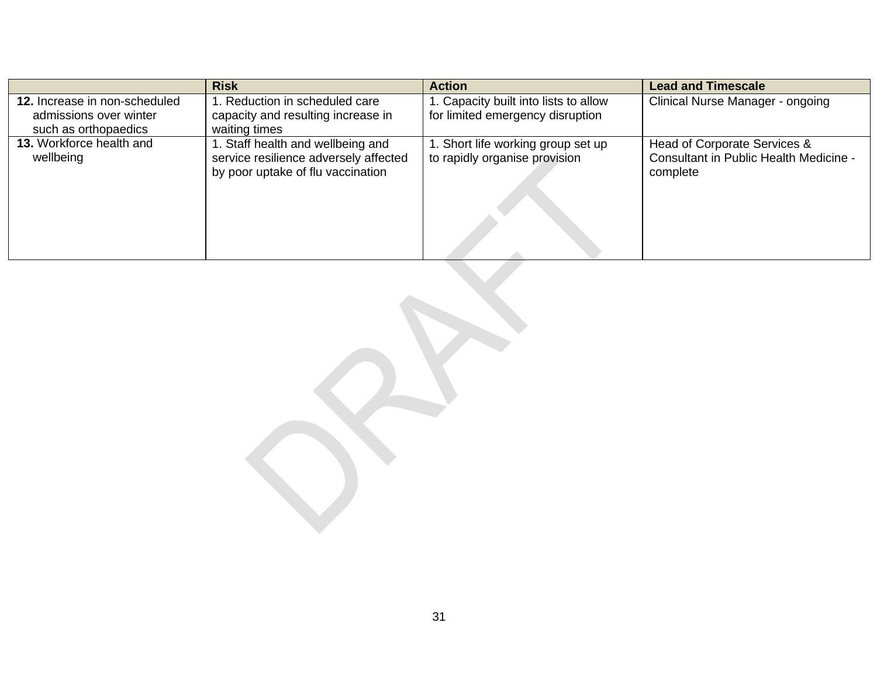| | Risk | Action | Lead and Timescale |
|---|---|---|---|
| **12.** Increase in non-scheduled admissions over winter such as orthopaedics | 1. Reduction in scheduled care capacity and resulting increase in waiting times | 1. Capacity built into lists to allow for limited emergency disruption | Clinical Nurse Manager - ongoing |
| **13.** Workforce health and wellbeing | 1. Staff health and wellbeing and service resilience adversely affected by poor uptake of flu vaccination | 1. Short life working group set up to rapidly organise provision | Head of Corporate Services & Consultant in Public Health Medicine - complete |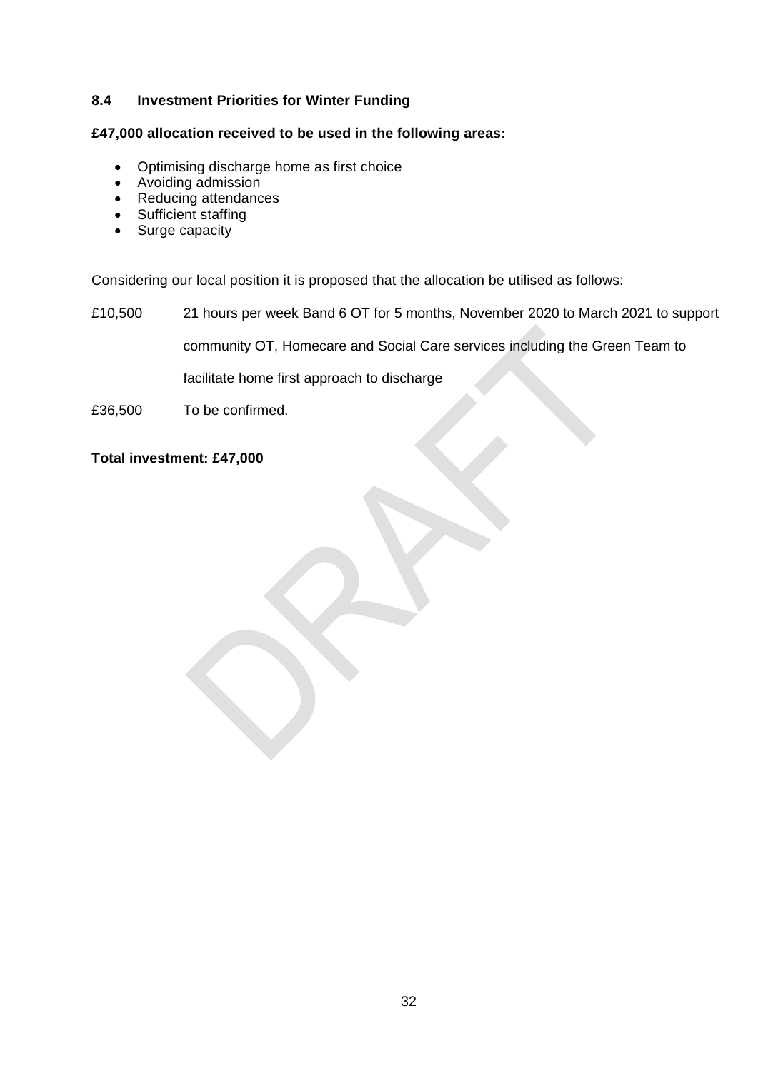### 8.4 Investment Priorities for Winter Funding

**£47,000 allocation received to be used in the following areas:**

- Optimising discharge home as first choice
- Avoiding admission
- Reducing attendances
- Sufficient staffing
- Surge capacity

Considering our local position it is proposed that the allocation be utilised as follows:

| | |
|---|---|
| £10,500 | 21 hours per week Band 6 OT for 5 months, November 2020 to March 2021 to support community OT, Homecare and Social Care services including the Green Team to facilitate home first approach to discharge |
| £36,500 | To be confirmed. |

**Total investment: £47,000**